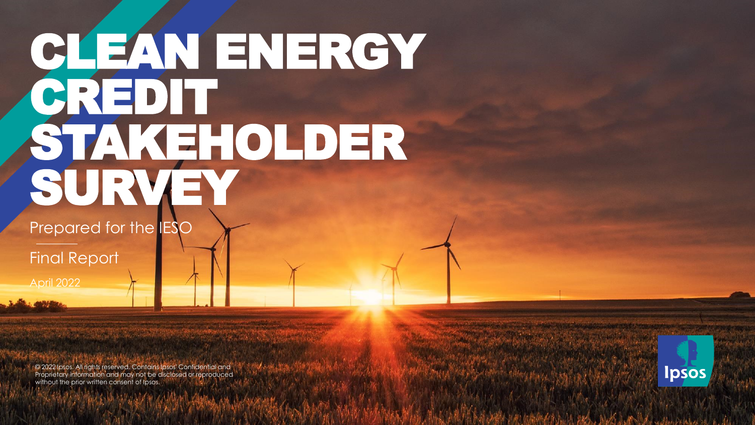# CLEAN ENERGY CREDIT STAKEHOLDER SURVEY

Prepared for the IESO

Final Report

April 2022

© 2022 Ipsos. All rights reserved. Contains Ipsos' Confidential and Proprietary information and may not be disclosed or reproduced without the prior written consent of Ipsos.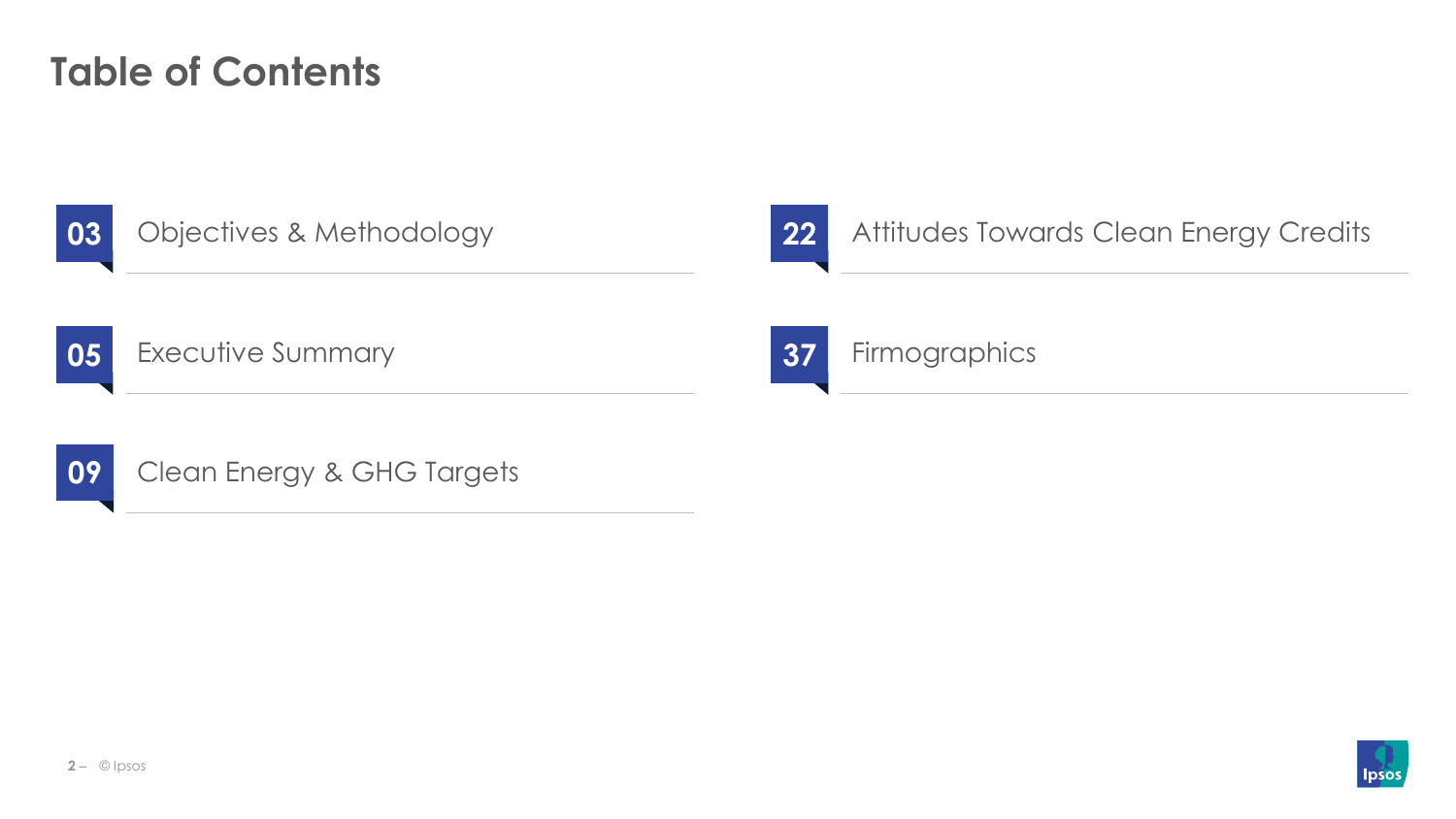# Table of Contents

| | |
|---|---|
| 03 | Objectives & Methodology |
| 05 | Executive Summary |
| 09 | Clean Energy & GHG Targets |
| 22 | Attitudes Towards Clean Energy Credits |
| 37 | Firmographics |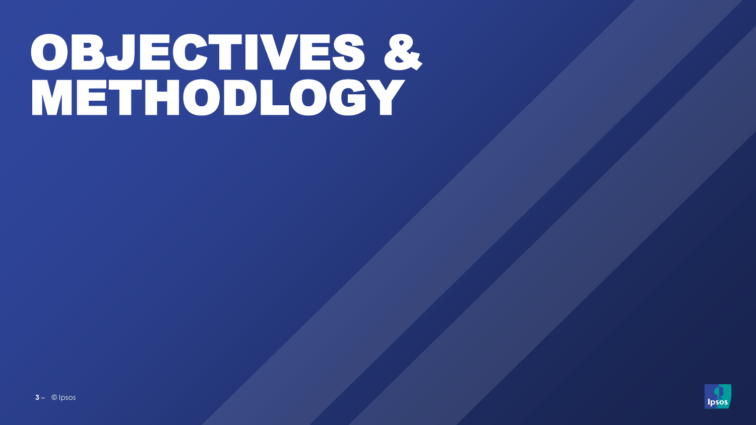# OBJECTIVES & METHODLOGY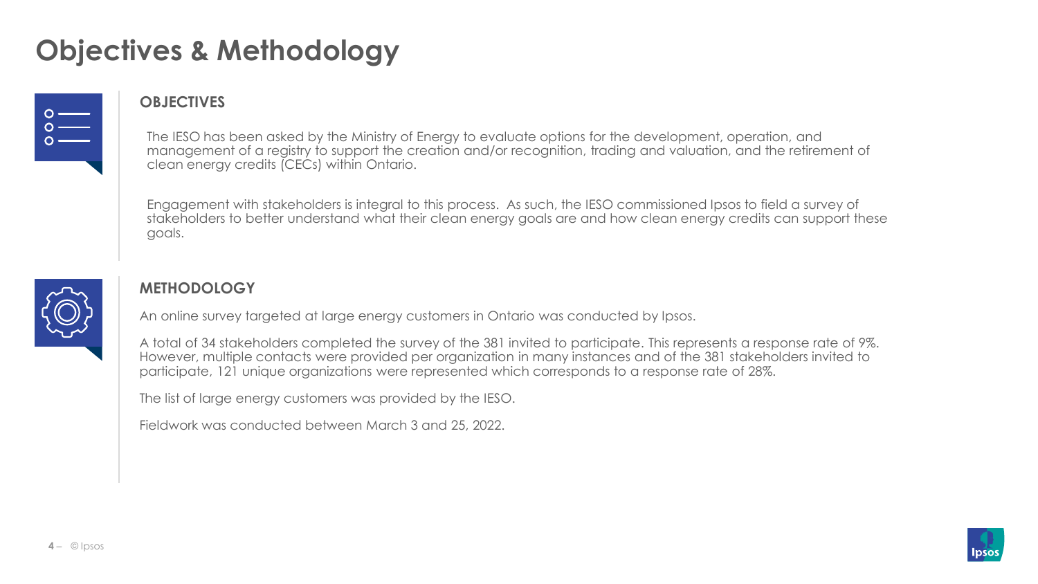# Objectives & Methodology

## OBJECTIVES

The IESO has been asked by the Ministry of Energy to evaluate options for the development, operation, and management of a registry to support the creation and/or recognition, trading and valuation, and the retirement of clean energy credits (CECs) within Ontario.

Engagement with stakeholders is integral to this process. As such, the IESO commissioned Ipsos to field a survey of stakeholders to better understand what their clean energy goals are and how clean energy credits can support these goals.

## METHODOLOGY

An online survey targeted at large energy customers in Ontario was conducted by Ipsos.

A total of 34 stakeholders completed the survey of the 381 invited to participate. This represents a response rate of 9%. However, multiple contacts were provided per organization in many instances and of the 381 stakeholders invited to participate, 121 unique organizations were represented which corresponds to a response rate of 28%.

The list of large energy customers was provided by the IESO.

Fieldwork was conducted between March 3 and 25, 2022.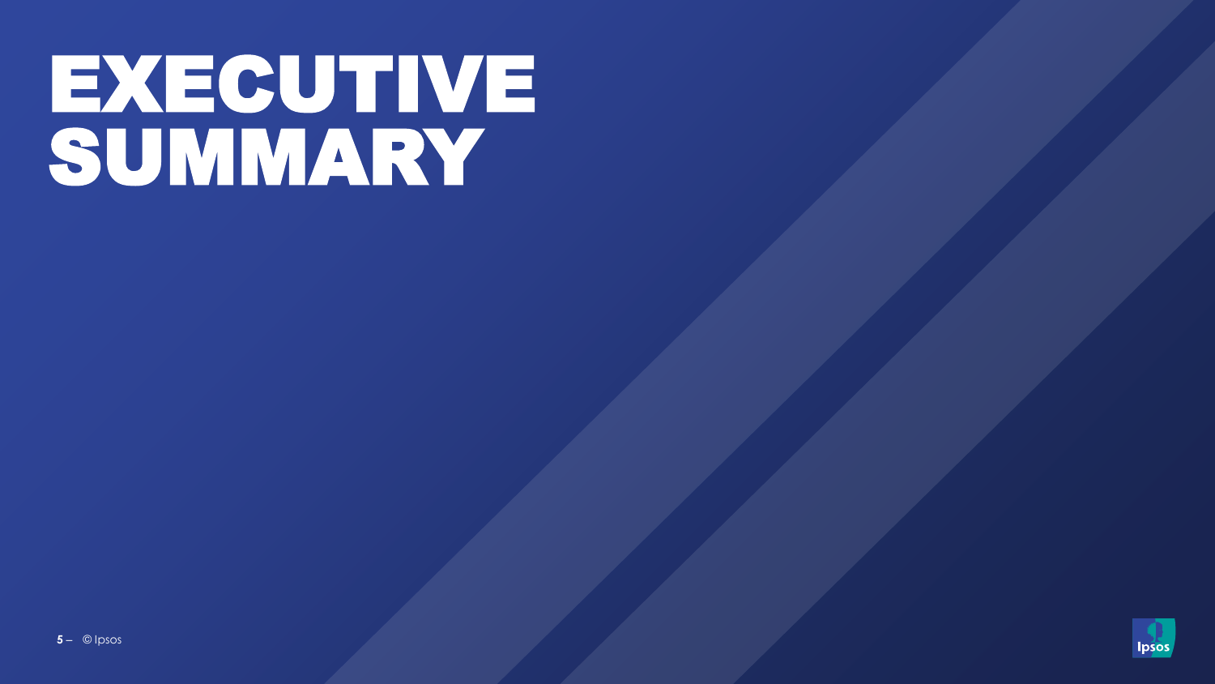# EXECUTIVE SUMMARY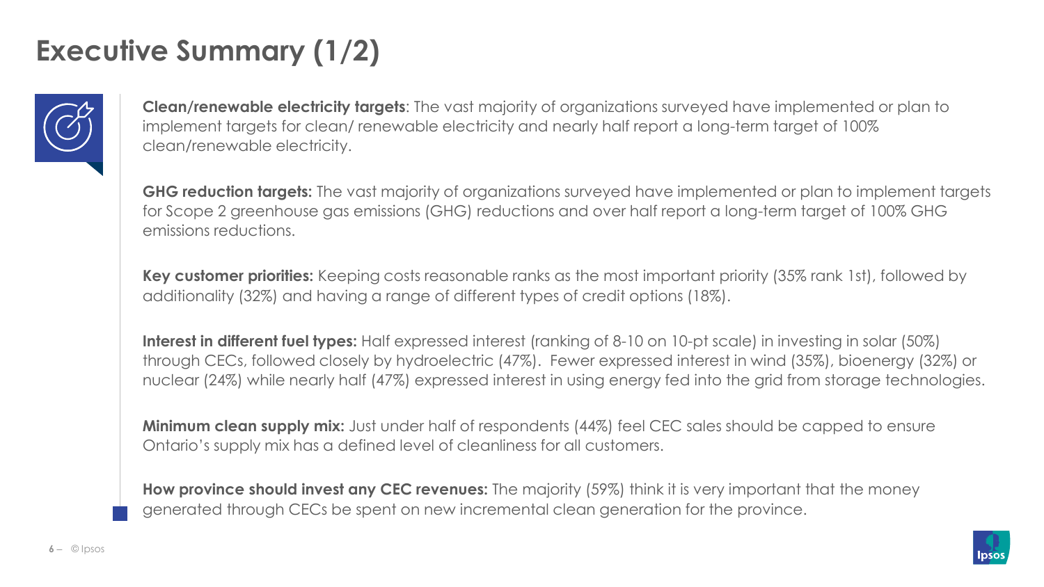# Executive Summary (1/2)

**Clean/renewable electricity targets**: The vast majority of organizations surveyed have implemented or plan to implement targets for clean/ renewable electricity and nearly half report a long-term target of 100% clean/renewable electricity.

**GHG reduction targets:** The vast majority of organizations surveyed have implemented or plan to implement targets for Scope 2 greenhouse gas emissions (GHG) reductions and over half report a long-term target of 100% GHG emissions reductions.

**Key customer priorities:** Keeping costs reasonable ranks as the most important priority (35% rank 1st), followed by additionality (32%) and having a range of different types of credit options (18%).

**Interest in different fuel types:** Half expressed interest (ranking of 8-10 on 10-pt scale) in investing in solar (50%) through CECs, followed closely by hydroelectric (47%). Fewer expressed interest in wind (35%), bioenergy (32%) or nuclear (24%) while nearly half (47%) expressed interest in using energy fed into the grid from storage technologies.

**Minimum clean supply mix:** Just under half of respondents (44%) feel CEC sales should be capped to ensure Ontario's supply mix has a defined level of cleanliness for all customers.

**How province should invest any CEC revenues:** The majority (59%) think it is very important that the money generated through CECs be spent on new incremental clean generation for the province.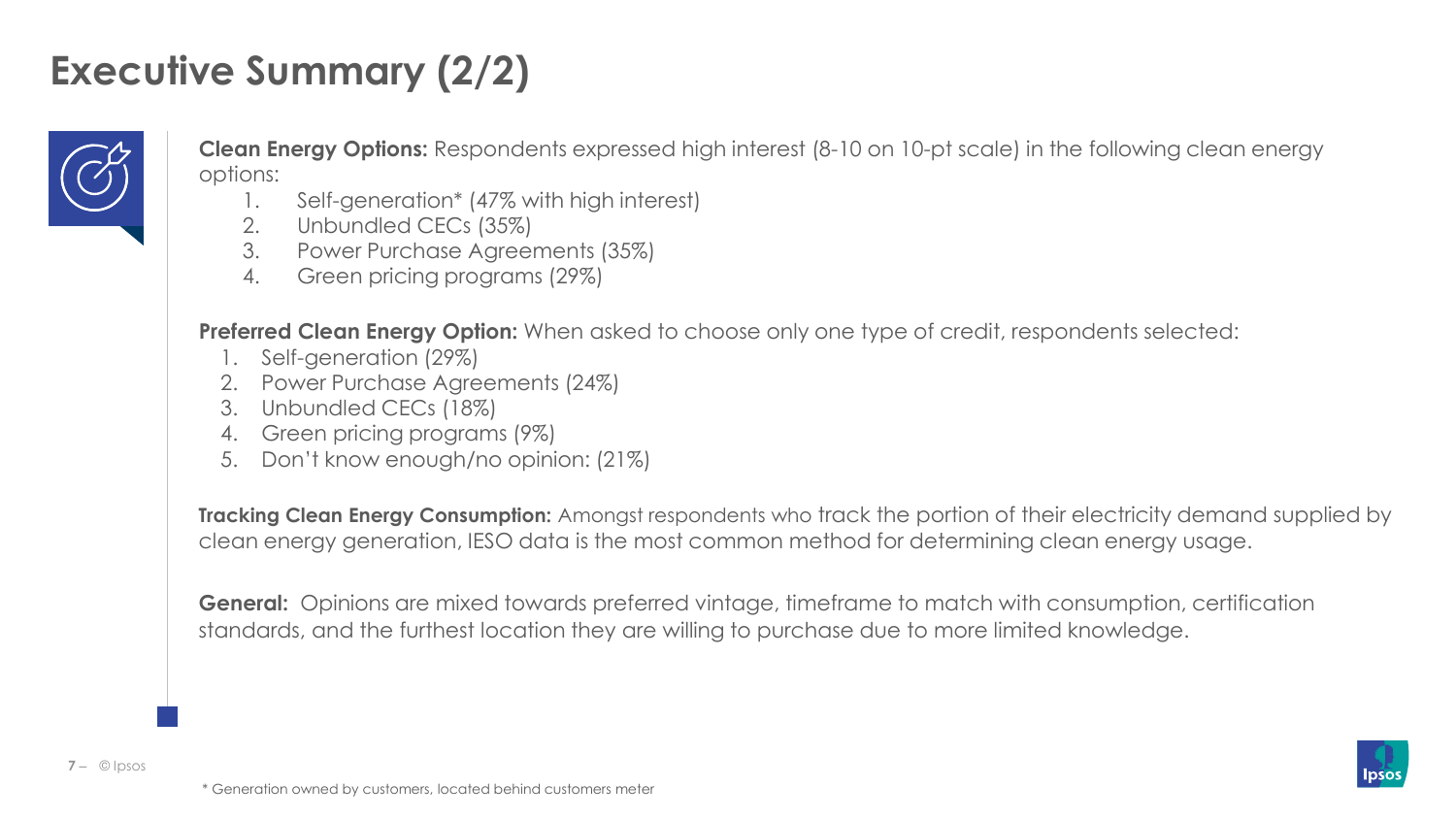# Executive Summary (2/2)

**Clean Energy Options:** Respondents expressed high interest (8-10 on 10-pt scale) in the following clean energy options:

1. Self-generation* (47% with high interest)
2. Unbundled CECs (35%)
3. Power Purchase Agreements (35%)
4. Green pricing programs (29%)

**Preferred Clean Energy Option:** When asked to choose only one type of credit, respondents selected:

1. Self-generation (29%)
2. Power Purchase Agreements (24%)
3. Unbundled CECs (18%)
4. Green pricing programs (9%)
5. Don't know enough/no opinion: (21%)

**Tracking Clean Energy Consumption:** Amongst respondents who track the portion of their electricity demand supplied by clean energy generation, IESO data is the most common method for determining clean energy usage.

**General:** Opinions are mixed towards preferred vintage, timeframe to match with consumption, certification standards, and the furthest location they are willing to purchase due to more limited knowledge.

\* Generation owned by customers, located behind customers meter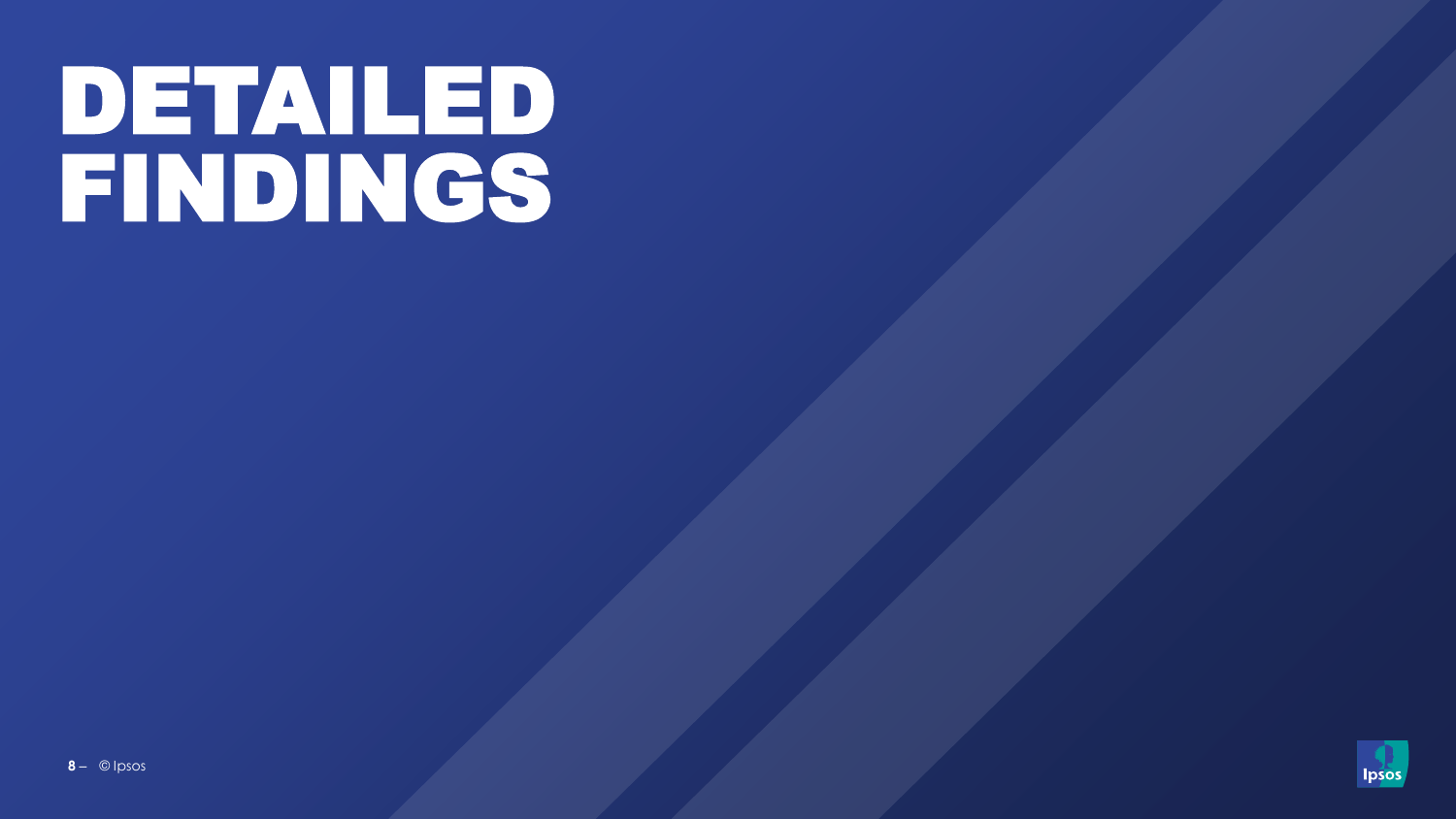# DETAILED FINDINGS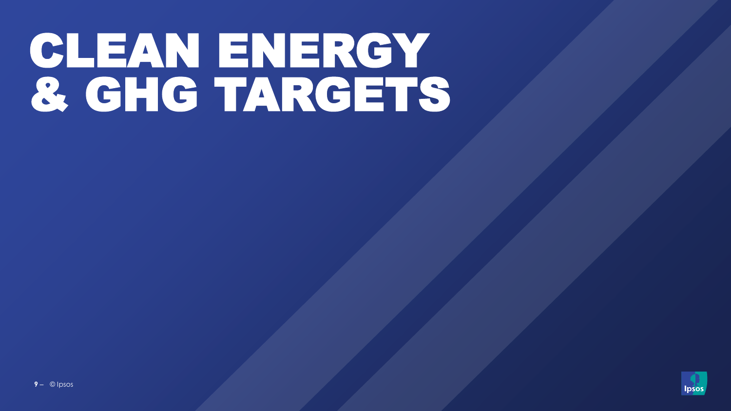# CLEAN ENERGY & GHG TARGETS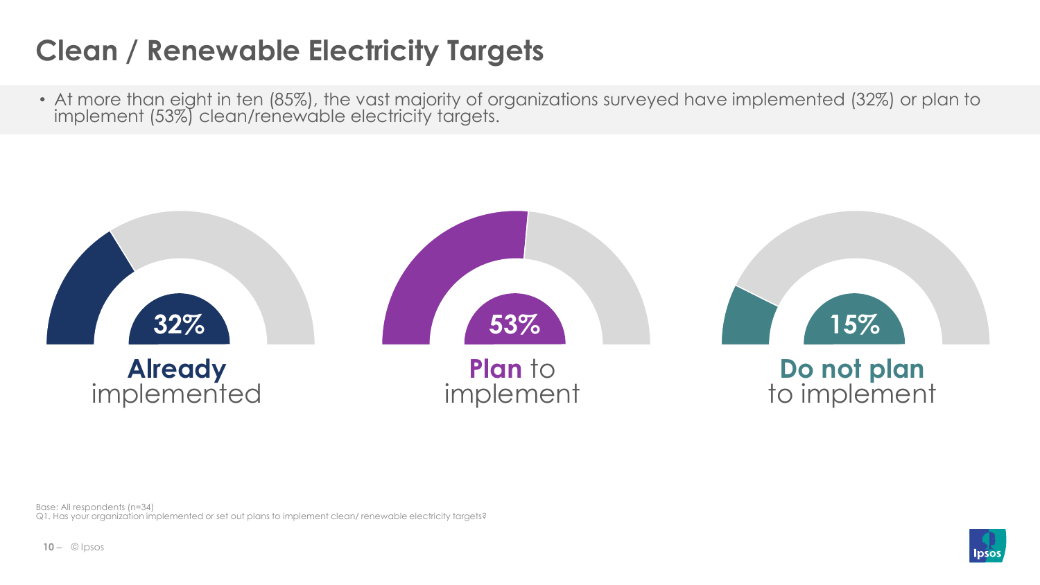# Clean / Renewable Electricity Targets

- At more than eight in ten (85%), the vast majority of organizations surveyed have implemented (32%) or plan to implement (53%) clean/renewable electricity targets.

**32%**
**Already** implemented

**53%**
**Plan** to implement

**15%**
**Do not plan** to implement

Base: All respondents (n=34)
Q1. Has your organization implemented or set out plans to implement clean/ renewable electricity targets?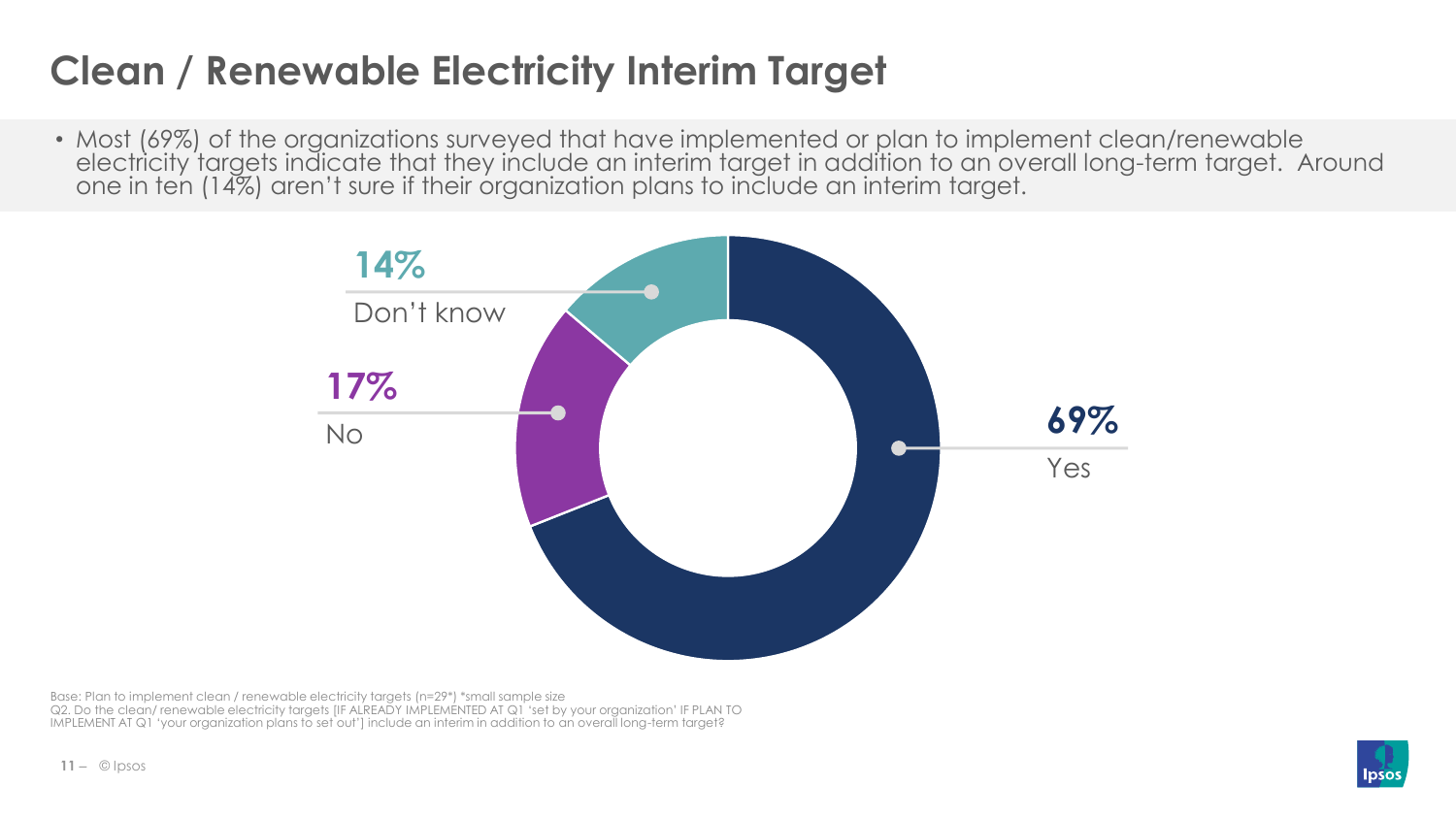# Clean / Renewable Electricity Interim Target

- Most (69%) of the organizations surveyed that have implemented or plan to implement clean/renewable electricity targets indicate that they include an interim target in addition to an overall long-term target. Around one in ten (14%) aren't sure if their organization plans to include an interim target.

| Response | % |
| --- | --- |
| Yes | 69% |
| No | 17% |
| Don't know | 14% |

Base: Plan to implement clean / renewable electricity targets (n=29*) *small sample size
Q2. Do the clean/ renewable electricity targets [IF ALREADY IMPLEMENTED AT Q1 'set by your organization' IF PLAN TO IMPLEMENT AT Q1 'your organization plans to set out'] include an interim in addition to an overall long-term target?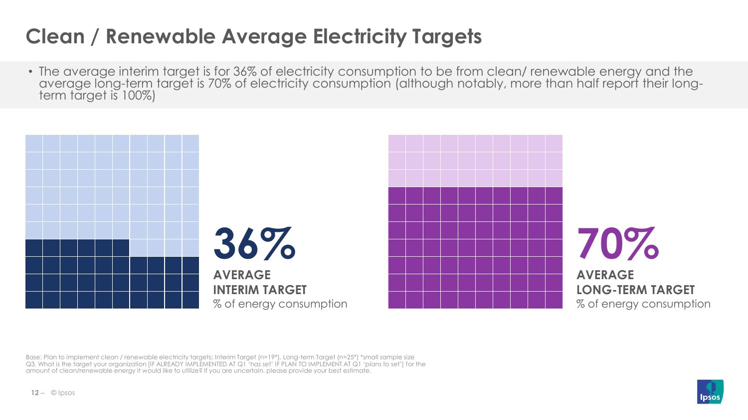# Clean / Renewable Average Electricity Targets

- The average interim target is for 36% of electricity consumption to be from clean/ renewable energy and the average long-term target is 70% of electricity consumption (although notably, more than half report their long-term target is 100%)

**36%**

**AVERAGE INTERIM TARGET**
% of energy consumption

**70%**

**AVERAGE LONG-TERM TARGET**
% of energy consumption

Base: Plan to implement clean / renewable electricity targets; Interim Target (n=19*), Long-term Target (n=25*) *small sample size
Q3. What is the target your organization [IF ALREADY IMPLEMENTED AT Q1 'has set' IF PLAN TO IMPLEMENT AT Q1 'plans to set'] for the amount of clean/renewable energy it would like to utilize? If you are uncertain, please provide your best estimate.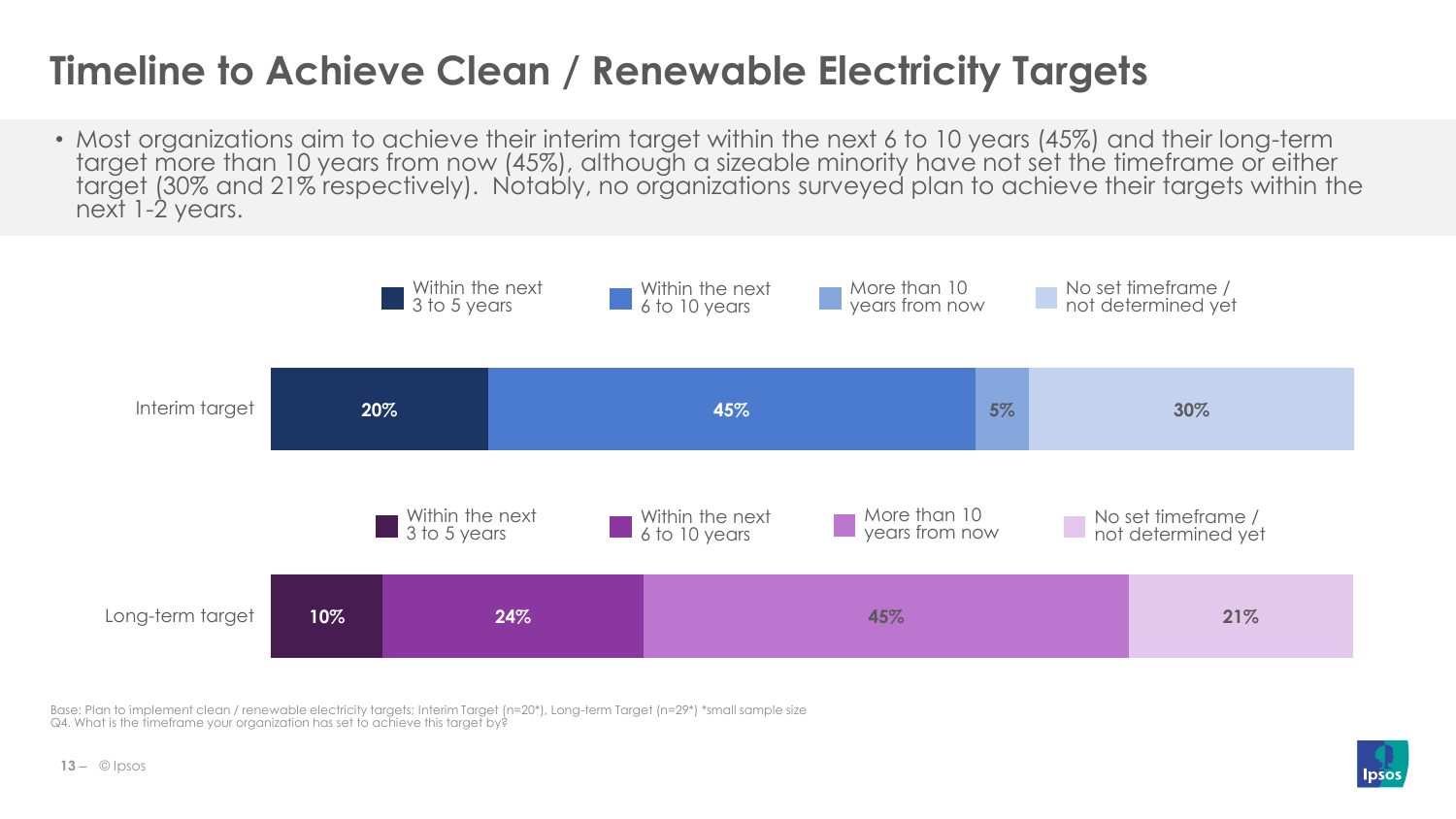# Timeline to Achieve Clean / Renewable Electricity Targets

- Most organizations aim to achieve their interim target within the next 6 to 10 years (45%) and their long-term target more than 10 years from now (45%), although a sizeable minority have not set the timeframe or either target (30% and 21% respectively). Notably, no organizations surveyed plan to achieve their targets within the next 1-2 years.

| | Within the next 3 to 5 years | Within the next 6 to 10 years | More than 10 years from now | No set timeframe / not determined yet |
|---|---|---|---|---|
| Interim target | 20% | 45% | 5% | 30% |
| Long-term target | 10% | 24% | 45% | 21% |

Base: Plan to implement clean / renewable electricity targets; Interim Target (n=20*), Long-term Target (n=29*) *small sample size
Q4. What is the timeframe your organization has set to achieve this target by?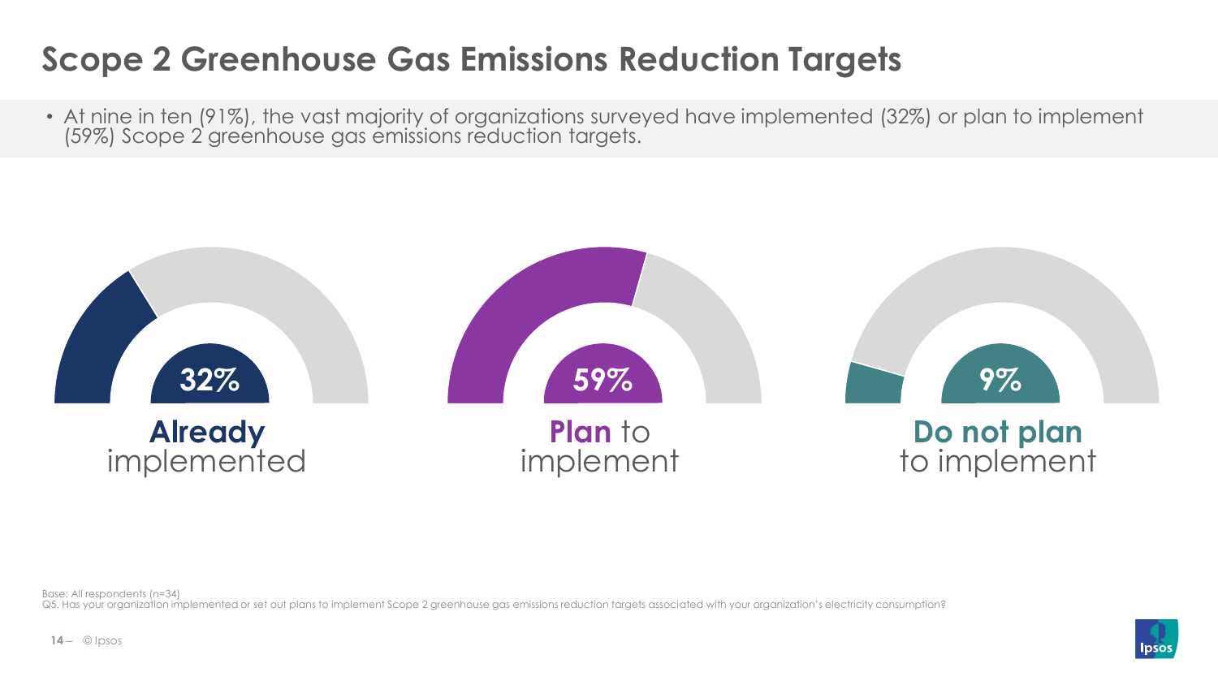# Scope 2 Greenhouse Gas Emissions Reduction Targets

- At nine in ten (91%), the vast majority of organizations surveyed have implemented (32%) or plan to implement (59%) Scope 2 greenhouse gas emissions reduction targets.

**32%** **Already** implemented

**59%** **Plan** to implement

**9%** **Do not plan** to implement

Base: All respondents (n=34)
Q5. Has your organization implemented or set out plans to implement Scope 2 greenhouse gas emissions reduction targets associated with your organization's electricity consumption?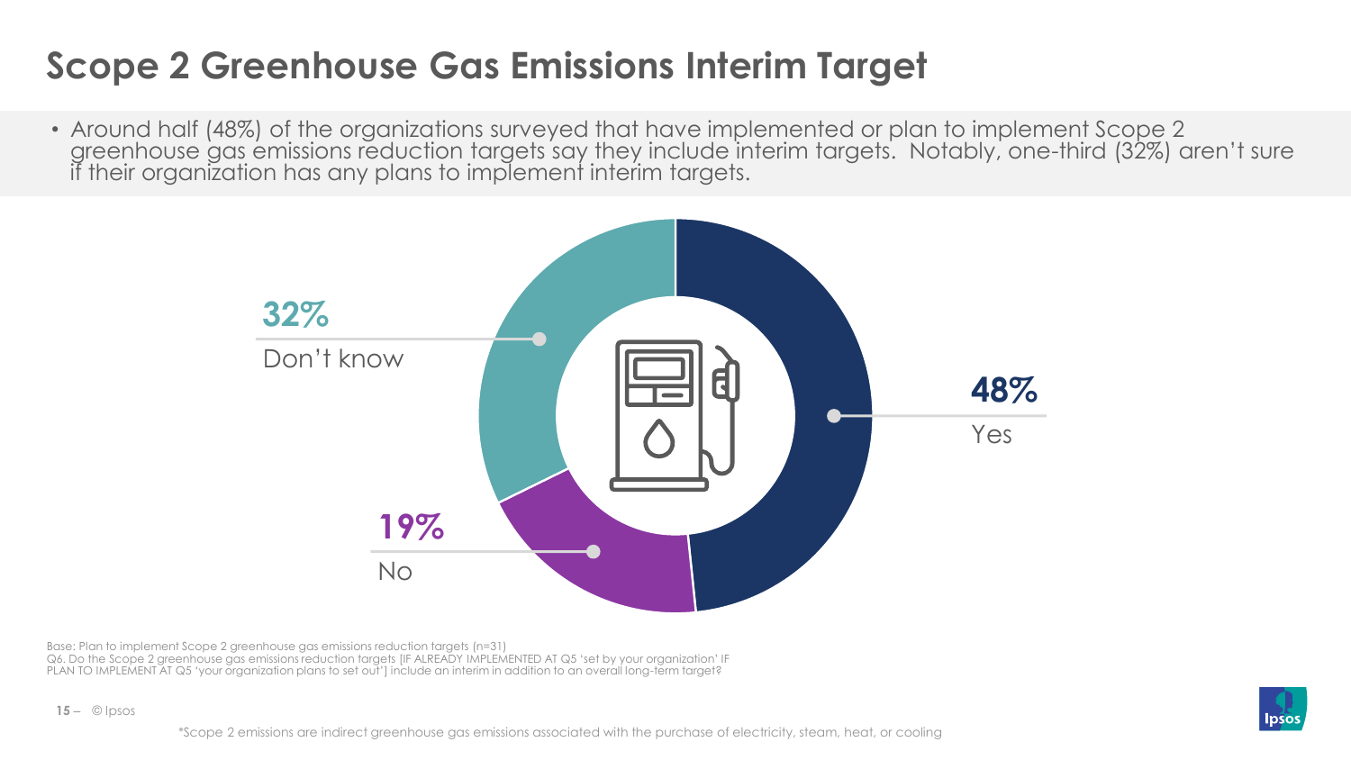# Scope 2 Greenhouse Gas Emissions Interim Target

- Around half (48%) of the organizations surveyed that have implemented or plan to implement Scope 2 greenhouse gas emissions reduction targets say they include interim targets. Notably, one-third (32%) aren't sure if their organization has any plans to implement interim targets.

| Response | % |
|---|---|
| Yes | 48% |
| No | 19% |
| Don't know | 32% |

Base: Plan to implement Scope 2 greenhouse gas emissions reduction targets (n=31)
Q6. Do the Scope 2 greenhouse gas emissions reduction targets [IF ALREADY IMPLEMENTED AT Q5 'set by your organization' IF PLAN TO IMPLEMENT AT Q5 'your organization plans to set out'] include an interim in addition to an overall long-term target?

*Scope 2 emissions are indirect greenhouse gas emissions associated with the purchase of electricity, steam, heat, or cooling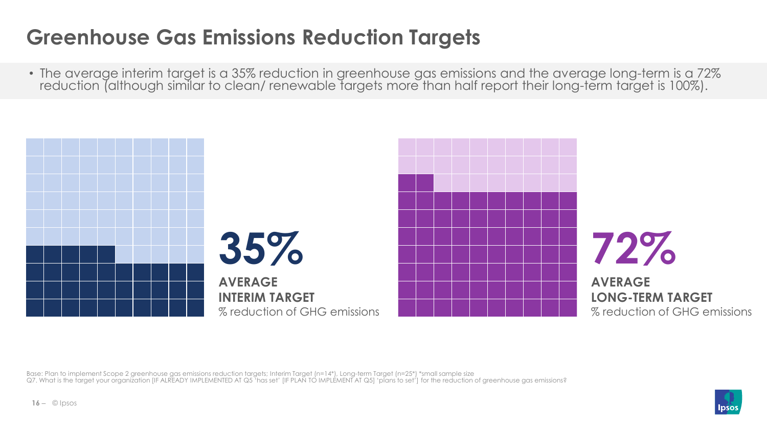# Greenhouse Gas Emissions Reduction Targets

- The average interim target is a 35% reduction in greenhouse gas emissions and the average long-term is a 72% reduction (although similar to clean/ renewable targets more than half report their long-term target is 100%).

**35%**

**AVERAGE INTERIM TARGET**

% reduction of GHG emissions

**72%**

**AVERAGE LONG-TERM TARGET**

% reduction of GHG emissions

Base: Plan to implement Scope 2 greenhouse gas emissions reduction targets; Interim Target (n=14*), Long-term Target (n=25*) *small sample size

Q7. What is the target your organization [IF ALREADY IMPLEMENTED AT Q5 'has set' [IF PLAN TO IMPLEMENT AT Q5] 'plans to set'] for the reduction of greenhouse gas emissions?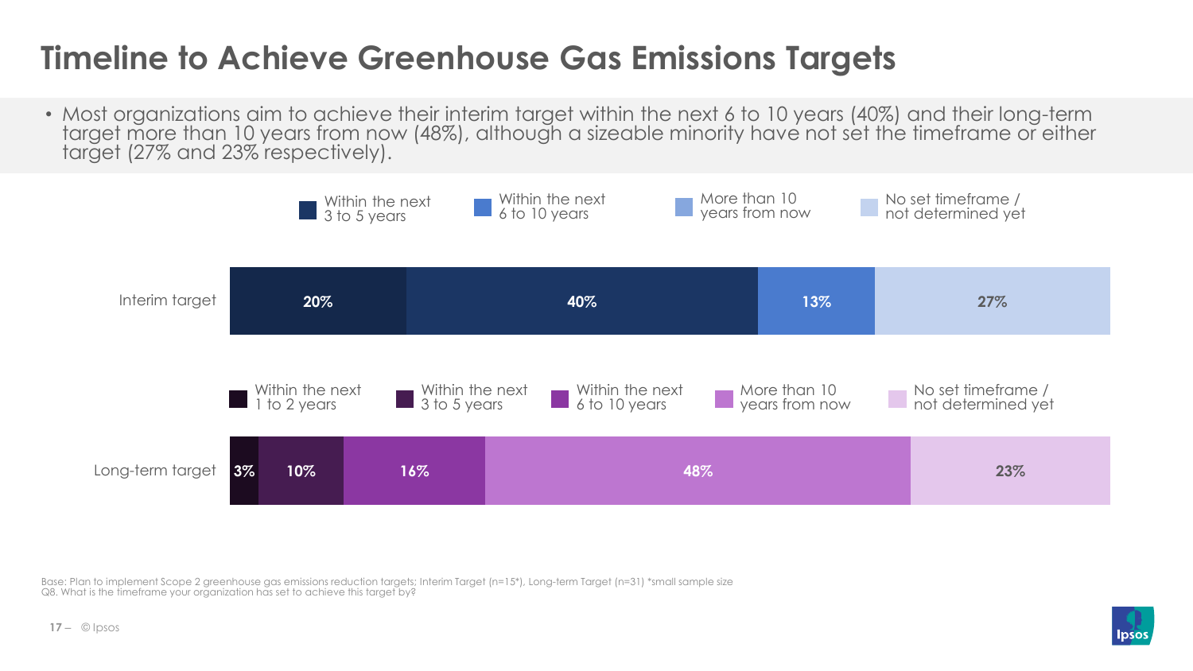# Timeline to Achieve Greenhouse Gas Emissions Targets

- Most organizations aim to achieve their interim target within the next 6 to 10 years (40%) and their long-term target more than 10 years from now (48%), although a sizeable minority have not set the timeframe or either target (27% and 23% respectively).

| | Within the next 3 to 5 years | Within the next 6 to 10 years | More than 10 years from now | No set timeframe / not determined yet |
|---|---|---|---|---|
| Interim target | 20% | 40% | 13% | 27% |

| | Within the next 1 to 2 years | Within the next 3 to 5 years | Within the next 6 to 10 years | More than 10 years from now | No set timeframe / not determined yet |
|---|---|---|---|---|---|
| Long-term target | 3% | 10% | 16% | 48% | 23% |

Base: Plan to implement Scope 2 greenhouse gas emissions reduction targets; Interim Target (n=15*), Long-term Target (n=31) *small sample size
Q8. What is the timeframe your organization has set to achieve this target by?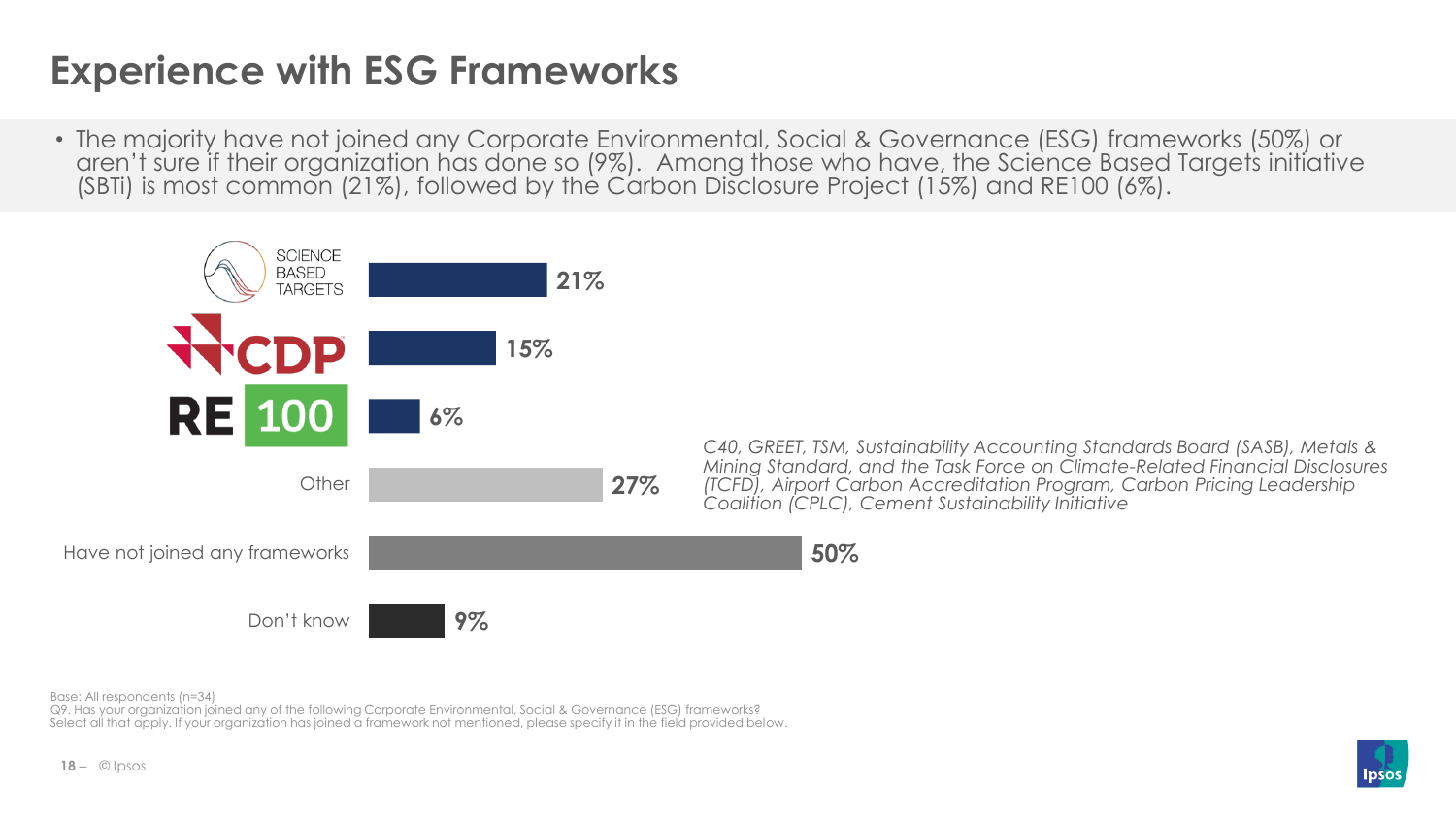# Experience with ESG Frameworks

- The majority have not joined any Corporate Environmental, Social & Governance (ESG) frameworks (50%) or aren't sure if their organization has done so (9%). Among those who have, the Science Based Targets initiative (SBTi) is most common (21%), followed by the Carbon Disclosure Project (15%) and RE100 (6%).

| Framework | % |
|---|---|
| Science Based Targets | 21% |
| CDP | 15% |
| RE100 | 6% |
| Other | 27% |
| Have not joined any frameworks | 50% |
| Don't know | 9% |

*C40, GREET, TSM, Sustainability Accounting Standards Board (SASB), Metals & Mining Standard, and the Task Force on Climate-Related Financial Disclosures (TCFD), Airport Carbon Accreditation Program, Carbon Pricing Leadership Coalition (CPLC), Cement Sustainability Initiative*

Base: All respondents (n=34)
Q9. Has your organization joined any of the following Corporate Environmental, Social & Governance (ESG) frameworks? Select all that apply. If your organization has joined a framework not mentioned, please specify it in the field provided below.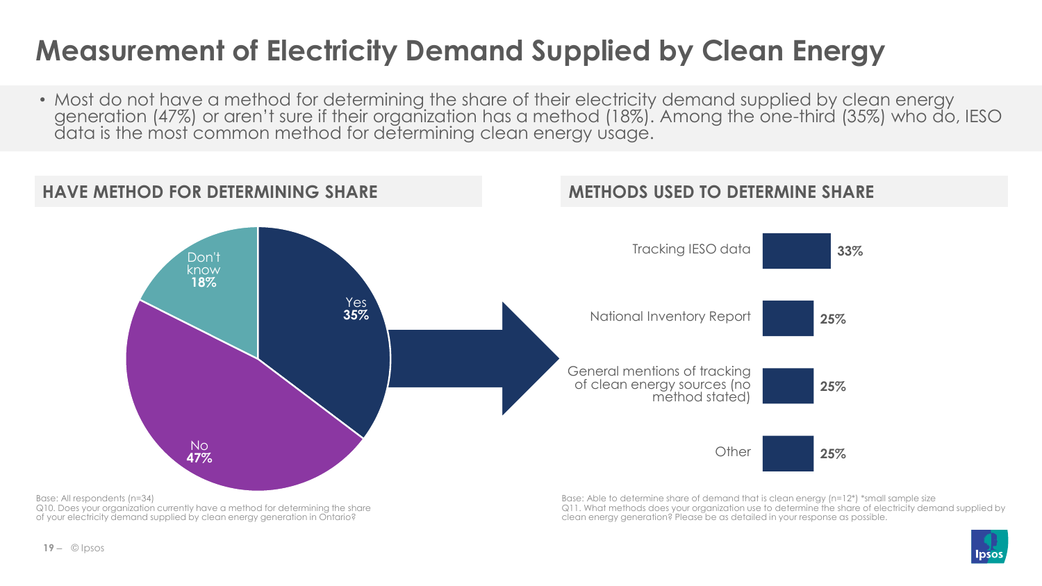# Measurement of Electricity Demand Supplied by Clean Energy

- Most do not have a method for determining the share of their electricity demand supplied by clean energy generation (47%) or aren't sure if their organization has a method (18%). Among the one-third (35%) who do, IESO data is the most common method for determining clean energy usage.

## HAVE METHOD FOR DETERMINING SHARE

| Response | % |
|---|---|
| Yes | 35% |
| No | 47% |
| Don't know | 18% |

Base: All respondents (n=34)
Q10. Does your organization currently have a method for determining the share of your electricity demand supplied by clean energy generation in Ontario?

## METHODS USED TO DETERMINE SHARE

| Method | % |
|---|---|
| Tracking IESO data | 33% |
| National Inventory Report | 25% |
| General mentions of tracking of clean energy sources (no method stated) | 25% |
| Other | 25% |

Base: Able to determine share of demand that is clean energy (n=12*) *small sample size
Q11. What methods does your organization use to determine the share of electricity demand supplied by clean energy generation? Please be as detailed in your response as possible.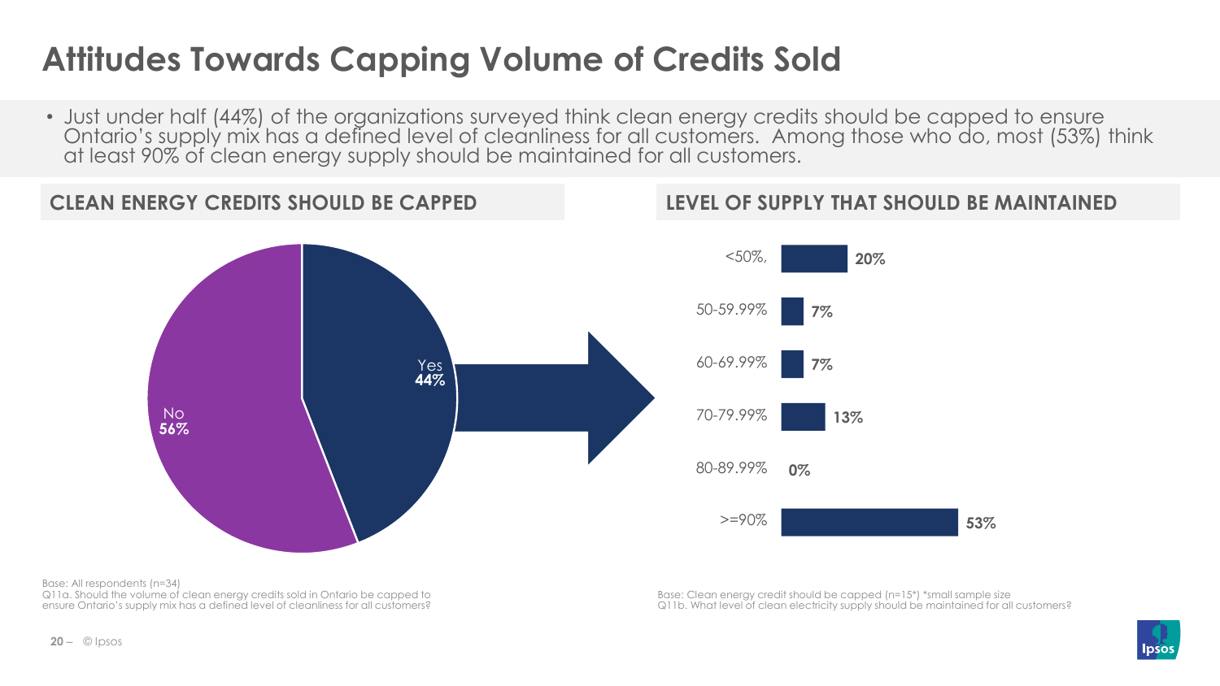# Attitudes Towards Capping Volume of Credits Sold

- Just under half (44%) of the organizations surveyed think clean energy credits should be capped to ensure Ontario's supply mix has a defined level of cleanliness for all customers. Among those who do, most (53%) think at least 90% of clean energy supply should be maintained for all customers.

## CLEAN ENERGY CREDITS SHOULD BE CAPPED

| Response | % |
| --- | --- |
| Yes | 44% |
| No | 56% |

Base: All respondents (n=34)
Q11a. Should the volume of clean energy credits sold in Ontario be capped to ensure Ontario's supply mix has a defined level of cleanliness for all customers?

## LEVEL OF SUPPLY THAT SHOULD BE MAINTAINED

| Level | % |
| --- | --- |
| <50%, | 20% |
| 50-59.99% | 7% |
| 60-69.99% | 7% |
| 70-79.99% | 13% |
| 80-89.99% | 0% |
| >=90% | 53% |

Base: Clean energy credit should be capped (n=15*) *small sample size
Q11b. What level of clean electricity supply should be maintained for all customers?

© Ipsos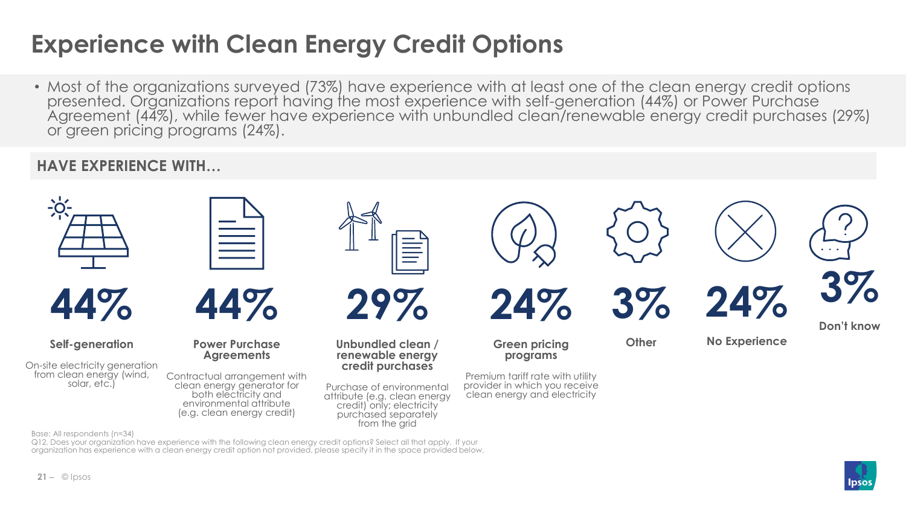# Experience with Clean Energy Credit Options

- Most of the organizations surveyed (73%) have experience with at least one of the clean energy credit options presented. Organizations report having the most experience with self-generation (44%) or Power Purchase Agreement (44%), while fewer have experience with unbundled clean/renewable energy credit purchases (29%) or green pricing programs (24%).

## HAVE EXPERIENCE WITH…

**44%**

**Self-generation**

On-site electricity generation from clean energy (wind, solar, etc.)

**44%**

**Power Purchase Agreements**

Contractual arrangement with clean energy generator for both electricity and environmental attribute (e.g. clean energy credit)

**29%**

**Unbundled clean / renewable energy credit purchases**

Purchase of environmental attribute (e.g. clean energy credit) only; electricity purchased separately from the grid

**24%**

**Green pricing programs**

Premium tariff rate with utility provider in which you receive clean energy and electricity

**3%**

**Other**

**24%**

**No Experience**

**3%**

**Don't know**

Base: All respondents (n=34)

Q12. Does your organization have experience with the following clean energy credit options? Select all that apply. If your organization has experience with a clean energy credit option not provided, please specify it in the space provided below.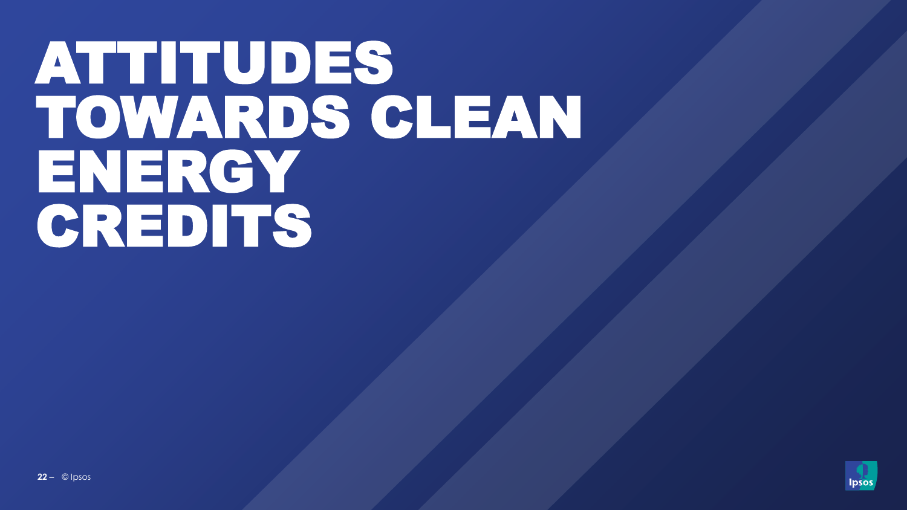# ATTITUDES TOWARDS CLEAN ENERGY CREDITS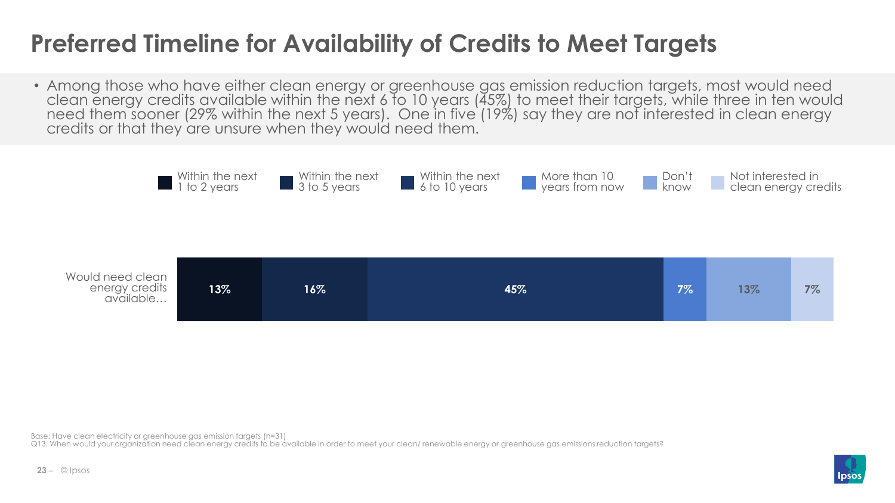# Preferred Timeline for Availability of Credits to Meet Targets

- Among those who have either clean energy or greenhouse gas emission reduction targets, most would need clean energy credits available within the next 6 to 10 years (45%) to meet their targets, while three in ten would need them sooner (29% within the next 5 years). One in five (19%) say they are not interested in clean energy credits or that they are unsure when they would need them.

| | Within the next 1 to 2 years | Within the next 3 to 5 years | Within the next 6 to 10 years | More than 10 years from now | Don't know | Not interested in clean energy credits |
|---|---|---|---|---|---|---|
| Would need clean energy credits available… | 13% | 16% | 45% | 7% | 13% | 7% |

Base: Have clean electricity or greenhouse gas emission targets (n=31)
Q13. When would your organization need clean energy credits to be available in order to meet your clean/ renewable energy or greenhouse gas emissions reduction targets?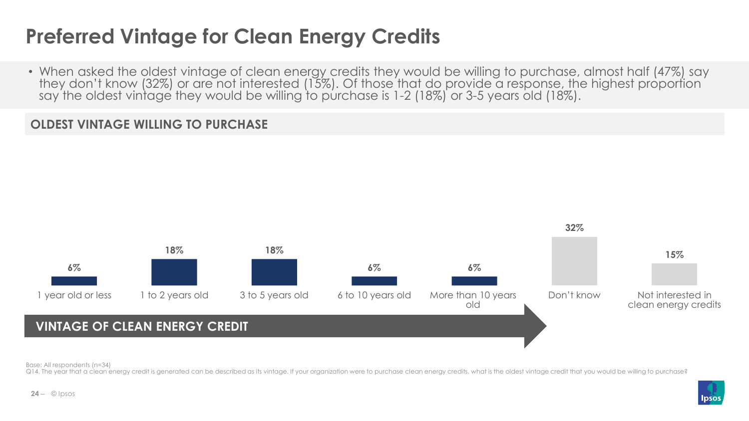# Preferred Vintage for Clean Energy Credits

- When asked the oldest vintage of clean energy credits they would be willing to purchase, almost half (47%) say they don't know (32%) or are not interested (15%). Of those that do provide a response, the highest proportion say the oldest vintage they would be willing to purchase is 1-2 (18%) or 3-5 years old (18%).

## OLDEST VINTAGE WILLING TO PURCHASE

| 1 year old or less | 1 to 2 years old | 3 to 5 years old | 6 to 10 years old | More than 10 years old | Don't know | Not interested in clean energy credits |
| --- | --- | --- | --- | --- | --- | --- |
| 6% | 18% | 18% | 6% | 6% | 32% | 15% |

**VINTAGE OF CLEAN ENERGY CREDIT**

Base: All respondents (n=34)
Q14. The year that a clean energy credit is generated can be described as its vintage. If your organization were to purchase clean energy credits, what is the oldest vintage credit that you would be willing to purchase?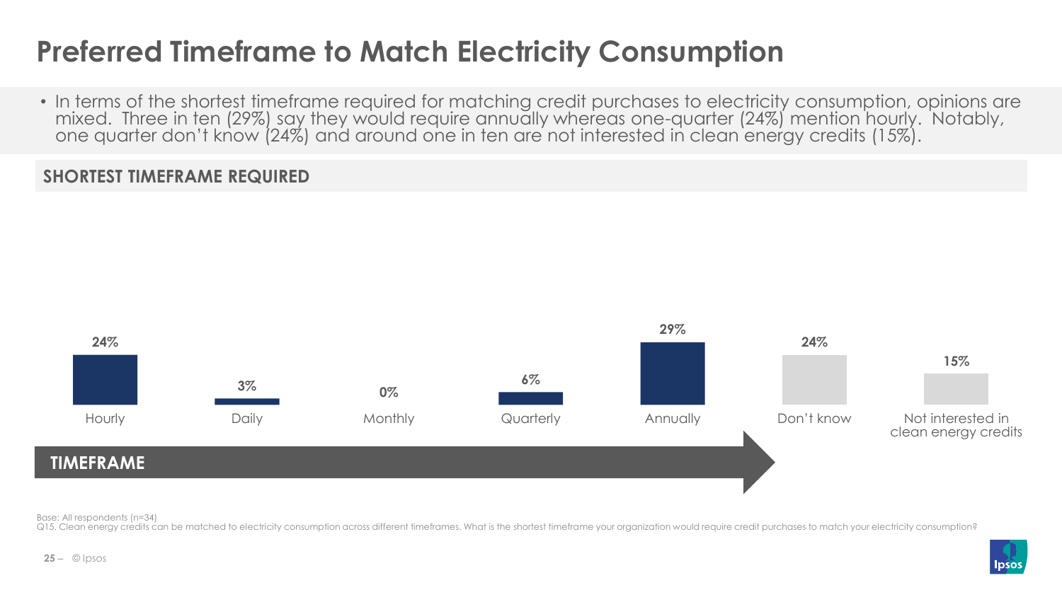# Preferred Timeframe to Match Electricity Consumption

- In terms of the shortest timeframe required for matching credit purchases to electricity consumption, opinions are mixed. Three in ten (29%) say they would require annually whereas one-quarter (24%) mention hourly. Notably, one quarter don't know (24%) and around one in ten are not interested in clean energy credits (15%).

## SHORTEST TIMEFRAME REQUIRED

| Hourly | Daily | Monthly | Quarterly | Annually | Don't know | Not interested in clean energy credits |
|---|---|---|---|---|---|---|
| 24% | 3% | 0% | 6% | 29% | 24% | 15% |

TIMEFRAME

Base: All respondents (n=34)
Q15. Clean energy credits can be matched to electricity consumption across different timeframes. What is the shortest timeframe your organization would require credit purchases to match your electricity consumption?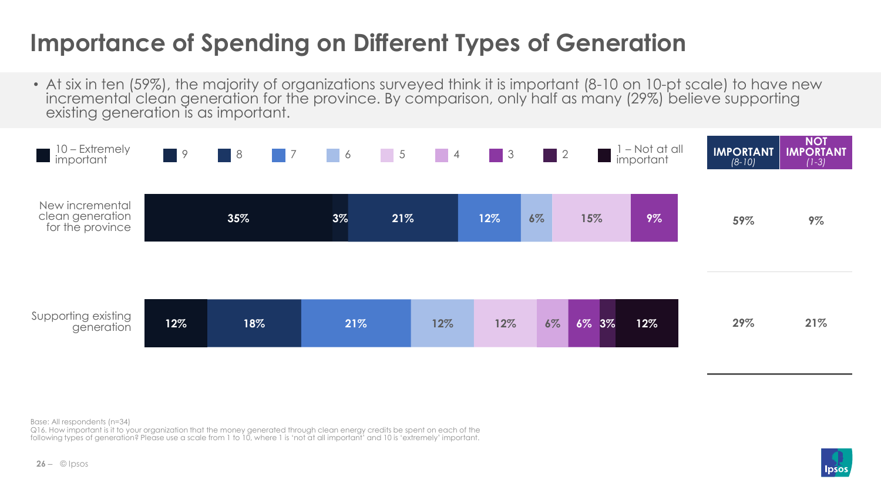# Importance of Spending on Different Types of Generation

- At six in ten (59%), the majority of organizations surveyed think it is important (8-10 on 10-pt scale) to have new incremental clean generation for the province. By comparison, only half as many (29%) believe supporting existing generation is as important.

| | 10 – Extremely important | 9 | 8 | 7 | 6 | 5 | 4 | 3 | 2 | 1 – Not at all important | IMPORTANT (8-10) | NOT IMPORTANT (1-3) |
|---|---|---|---|---|---|---|---|---|---|---|---|---|
| New incremental clean generation for the province | 35% | 3% | 21% | 12% | 6% | 15% | | 9% | | | 59% | 9% |
| Supporting existing generation | 12% | 18% | 21% | 12% | 12% | 6% | 6% | 3% | 12% | | 29% | 21% |

Base: All respondents (n=34)
Q16. How important is it to your organization that the money generated through clean energy credits be spent on each of the following types of generation? Please use a scale from 1 to 10, where 1 is 'not at all important' and 10 is 'extremely' important.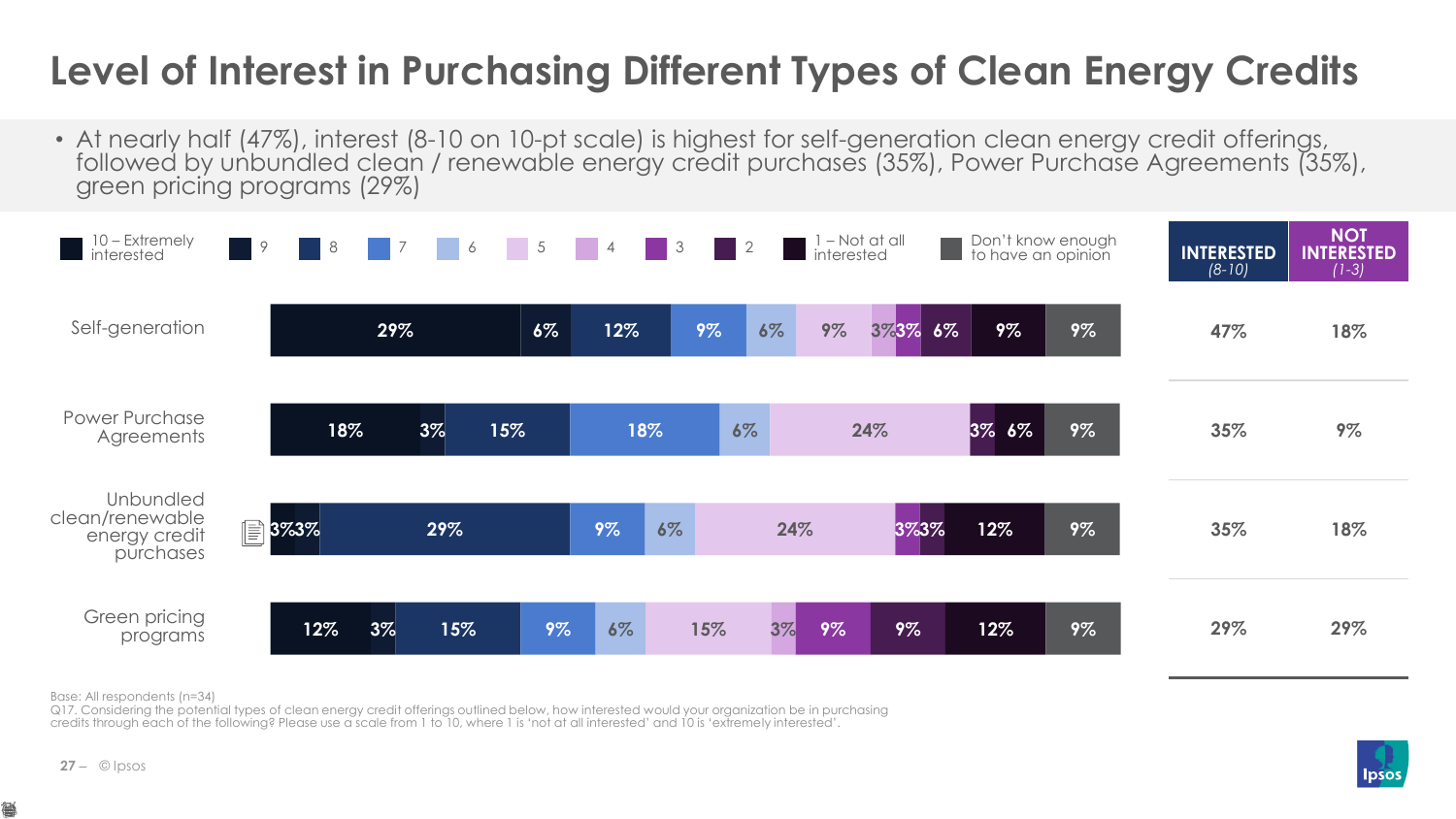# Level of Interest in Purchasing Different Types of Clean Energy Credits

- At nearly half (47%), interest (8-10 on 10-pt scale) is highest for self-generation clean energy credit offerings, followed by unbundled clean / renewable energy credit purchases (35%), Power Purchase Agreements (35%), green pricing programs (29%)

| | 10 – Extremely interested | 9 | 8 | 7 | 6 | 5 | 4 | 3 | 2 | 1 – Not at all interested | Don't know enough to have an opinion | INTERESTED (8-10) | NOT INTERESTED (1-3) |
|---|---|---|---|---|---|---|---|---|---|---|---|---|---|
| Self-generation | 29% | 6% | 12% | 9% | 6% | 9% | 3% | 3% | 6% | 9% | 9% | 47% | 18% |
| Power Purchase Agreements | 18% | 3% | 15% | 18% | 6% | 24% | | | 3% | 6% | 9% | 35% | 9% |
| Unbundled clean/renewable energy credit purchases | 3% | 3% | 29% | 9% | 6% | 24% | | 3% | 3% | 12% | 9% | 35% | 18% |
| Green pricing programs | 12% | 3% | 15% | 9% | 6% | 15% | 3% | 9% | 9% | 12% | 9% | 29% | 29% |

Base: All respondents (n=34)
Q17. Considering the potential types of clean energy credit offerings outlined below, how interested would your organization be in purchasing credits through each of the following? Please use a scale from 1 to 10, where 1 is 'not at all interested' and 10 is 'extremely interested'.

© Ipsos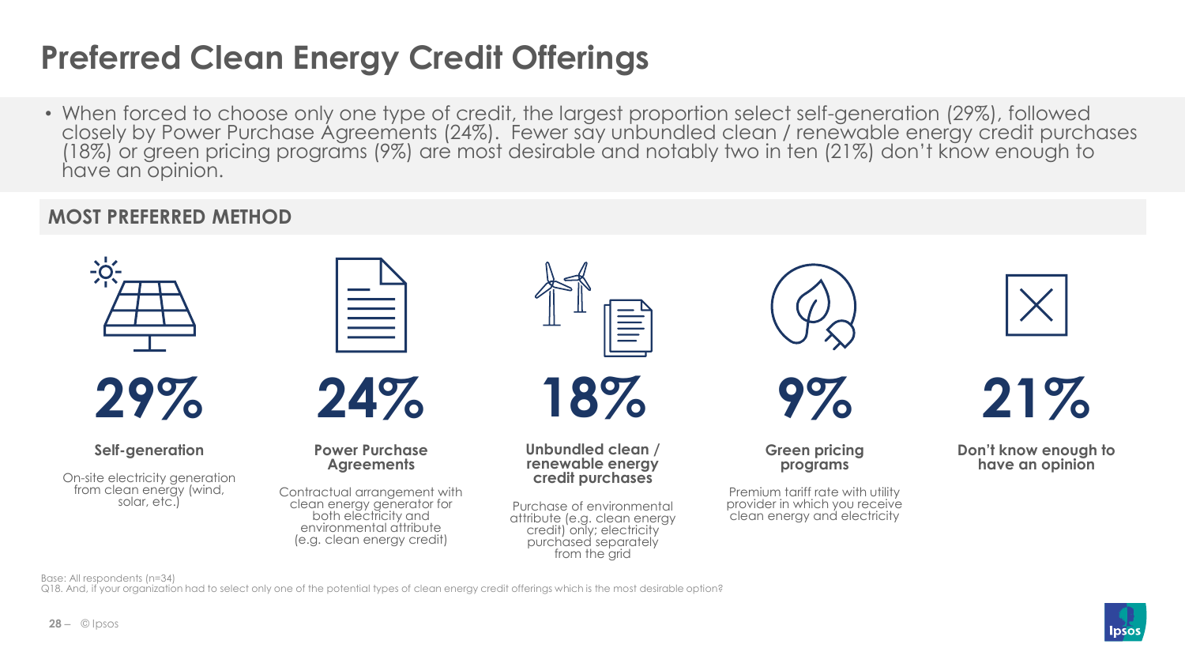# Preferred Clean Energy Credit Offerings

- When forced to choose only one type of credit, the largest proportion select self-generation (29%), followed closely by Power Purchase Agreements (24%). Fewer say unbundled clean / renewable energy credit purchases (18%) or green pricing programs (9%) are most desirable and notably two in ten (21%) don't know enough to have an opinion.

## MOST PREFERRED METHOD

**29%**
**Self-generation**
On-site electricity generation from clean energy (wind, solar, etc.)

**24%**
**Power Purchase Agreements**
Contractual arrangement with clean energy generator for both electricity and environmental attribute (e.g. clean energy credit)

**18%**
**Unbundled clean / renewable energy credit purchases**
Purchase of environmental attribute (e.g. clean energy credit) only; electricity purchased separately from the grid

**9%**
**Green pricing programs**
Premium tariff rate with utility provider in which you receive clean energy and electricity

**21%**
**Don't know enough to have an opinion**

Base: All respondents (n=34)
Q18. And, if your organization had to select only one of the potential types of clean energy credit offerings which is the most desirable option?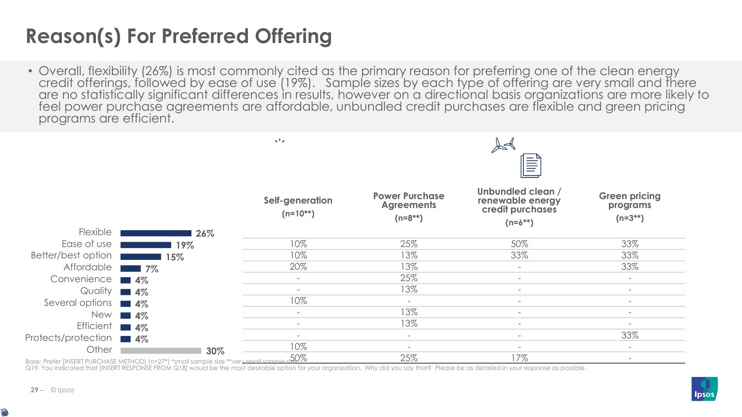# Reason(s) For Preferred Offering

- Overall, flexibility (26%) is most commonly cited as the primary reason for preferring one of the clean energy credit offerings, followed by ease of use (19%). Sample sizes by each type of offering are very small and there are no statistically significant differences in results, however on a directional basis organizations are more likely to feel power purchase agreements are affordable, unbundled credit purchases are flexible and green pricing programs are efficient.

| Reason | Total | Self-generation (n=10**) | Power Purchase Agreements (n=8**) | Unbundled clean / renewable energy credit purchases (n=6**) | Green pricing programs (n=3**) |
|---|---|---|---|---|---|
| Flexible | 26% | 10% | 25% | 50% | 33% |
| Ease of use | 19% | 10% | 13% | 33% | 33% |
| Better/best option | 15% | 20% | 13% | - | 33% |
| Affordable | 7% | - | 25% | - | - |
| Convenience | 4% | - | 13% | - | - |
| Quality | 4% | 10% | - | - | - |
| Several options | 4% | - | 13% | - | - |
| New | 4% | - | 13% | - | - |
| Efficient | 4% | - | - | - | 33% |
| Protects/protection | 4% | 10% | - | - | - |
| Other | 30% | 50% | 25% | 17% | - |

Base: Prefer [INSERT PURCHASE METHOD] (n=27*) *small sample size **very small sample size
Q19. You indicated that [INSERT RESPONSE FROM Q18] would be the most desirable option for your organization. Why did you say that? Please be as detailed in your response as possible.

© Ipsos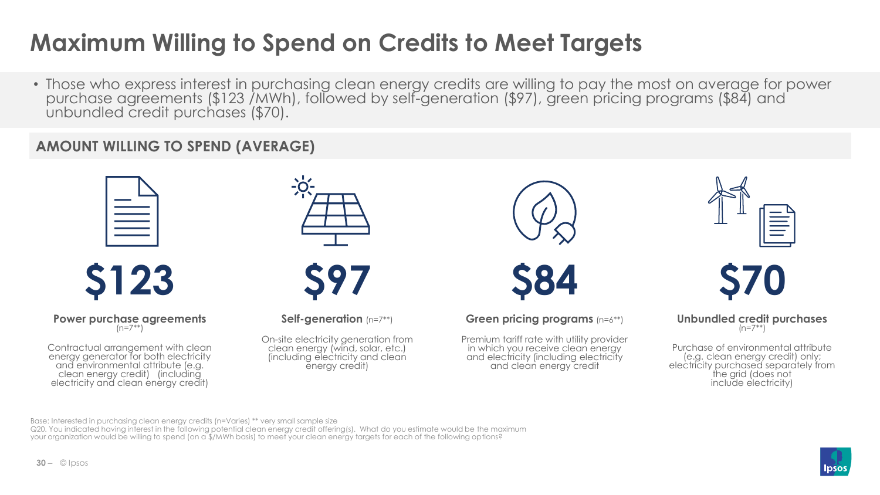# Maximum Willing to Spend on Credits to Meet Targets

- Those who express interest in purchasing clean energy credits are willing to pay the most on average for power purchase agreements ($123 /MWh), followed by self-generation ($97), green pricing programs ($84) and unbundled credit purchases ($70).

## AMOUNT WILLING TO SPEND (AVERAGE)

**$123**

**Power purchase agreements** (n=7**)

Contractual arrangement with clean energy generator for both electricity and environmental attribute (e.g. clean energy credit) (including electricity and clean energy credit)

**$97**

**Self-generation** (n=7**)

On-site electricity generation from clean energy (wind, solar, etc.) (including electricity and clean energy credit)

**$84**

**Green pricing programs** (n=6**)

Premium tariff rate with utility provider in which you receive clean energy and electricity (including electricity and clean energy credit

**$70**

**Unbundled credit purchases** (n=7**)

Purchase of environmental attribute (e.g. clean energy credit) only; electricity purchased separately from the grid (does not include electricity)

Base: Interested in purchasing clean energy credits (n=Varies) ** very small sample size
Q20. You indicated having interest in the following potential clean energy credit offering(s). What do you estimate would be the maximum your organization would be willing to spend (on a $/MWh basis) to meet your clean energy targets for each of the following options?

© Ipsos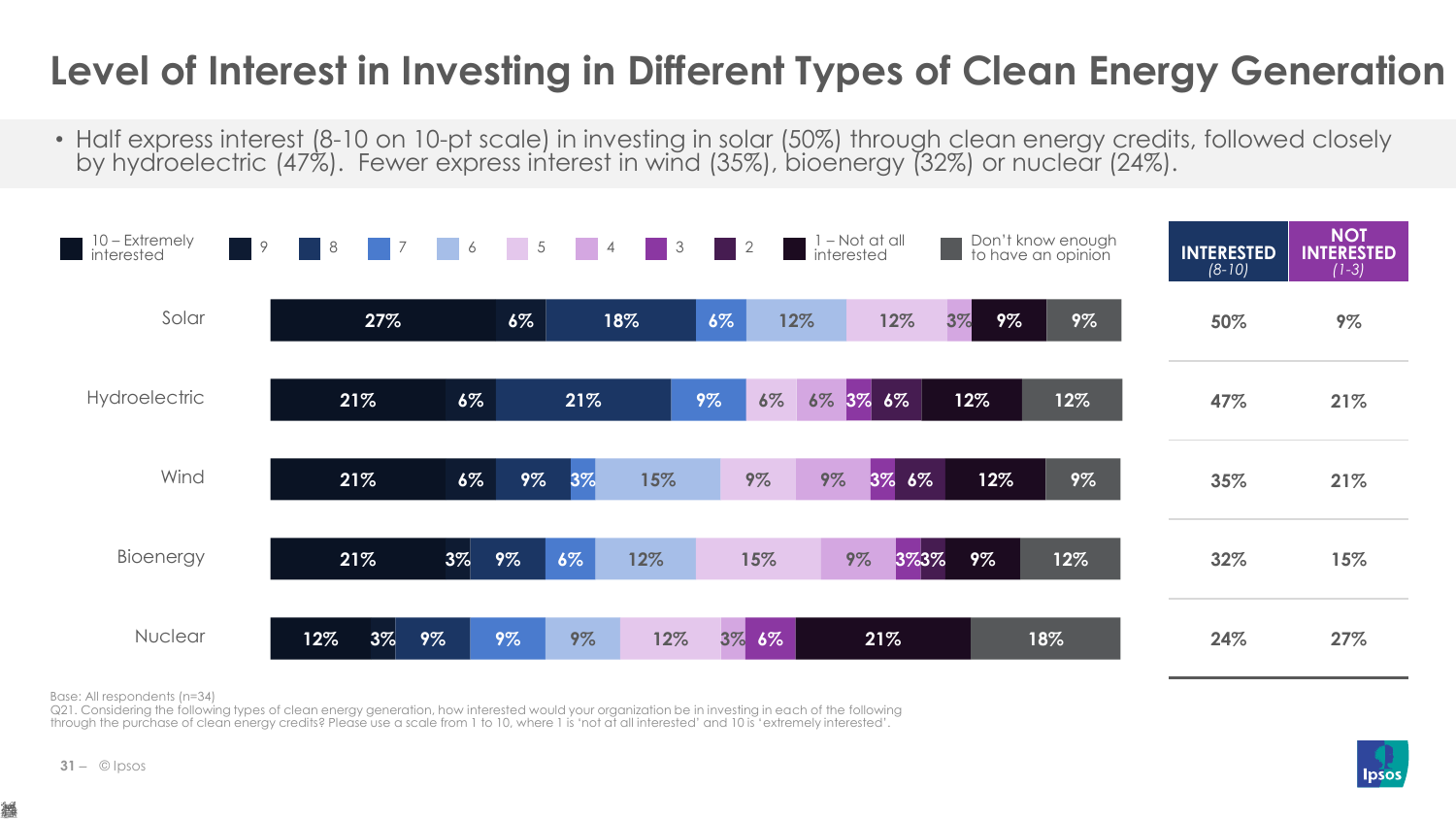# Level of Interest in Investing in Different Types of Clean Energy Generation

- Half express interest (8-10 on 10-pt scale) in investing in solar (50%) through clean energy credits, followed closely by hydroelectric (47%). Fewer express interest in wind (35%), bioenergy (32%) or nuclear (24%).

| | 10 – Extremely interested | 9 | 8 | 7 | 6 | 5 | 4 | 3 | 2 | 1 – Not at all interested | Don't know enough to have an opinion | INTERESTED (8-10) | NOT INTERESTED (1-3) |
|---|---|---|---|---|---|---|---|---|---|---|---|---|---|
| Solar | 27% | 6% | 18% | 6% | 12% | 12% | 3% | | | 9% | 9% | 50% | 9% |
| Hydroelectric | 21% | 6% | 21% | 9% | 6% | 6% | 3% | 6% | | 12% | 12% | 47% | 21% |
| Wind | 21% | 6% | 9% | 3% | 15% | 9% | 9% | 3% | 6% | 12% | 9% | 35% | 21% |
| Bioenergy | 21% | 3% | 9% | 6% | 12% | 15% | 9% | 3% | 3% | 9% | 12% | 32% | 15% |
| Nuclear | 12% | 3% | 9% | 9% | 9% | 12% | 3% | 6% | | 21% | 18% | 24% | 27% |

Base: All respondents (n=34)
Q21. Considering the following types of clean energy generation, how interested would your organization be in investing in each of the following through the purchase of clean energy credits? Please use a scale from 1 to 10, where 1 is 'not at all interested' and 10 is 'extremely interested'.

© Ipsos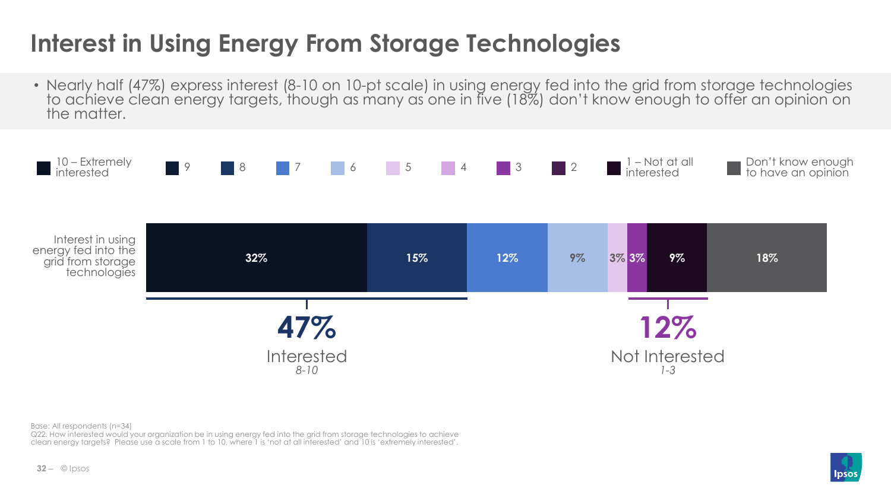# Interest in Using Energy From Storage Technologies

- Nearly half (47%) express interest (8-10 on 10-pt scale) in using energy fed into the grid from storage technologies to achieve clean energy targets, though as many as one in five (18%) don't know enough to offer an opinion on the matter.

| | 10 – Extremely interested | 9 | 8 | 7 | 6 | 5 | 4 | 3 | 2 | 1 – Not at all interested | Don't know enough to have an opinion |
|---|---|---|---|---|---|---|---|---|---|---|---|
| Interest in using energy fed into the grid from storage technologies | 32% | | 15% | 12% | 9% | 3% | | 3% | | 9% | 18% |

**47%** Interested *8-10*

**12%** Not Interested *1-3*

Base: All respondents (n=34)
Q22. How interested would your organization be in using energy fed into the grid from storage technologies to achieve clean energy targets? Please use a scale from 1 to 10, where 1 is 'not at all interested' and 10 is 'extremely interested'.

© Ipsos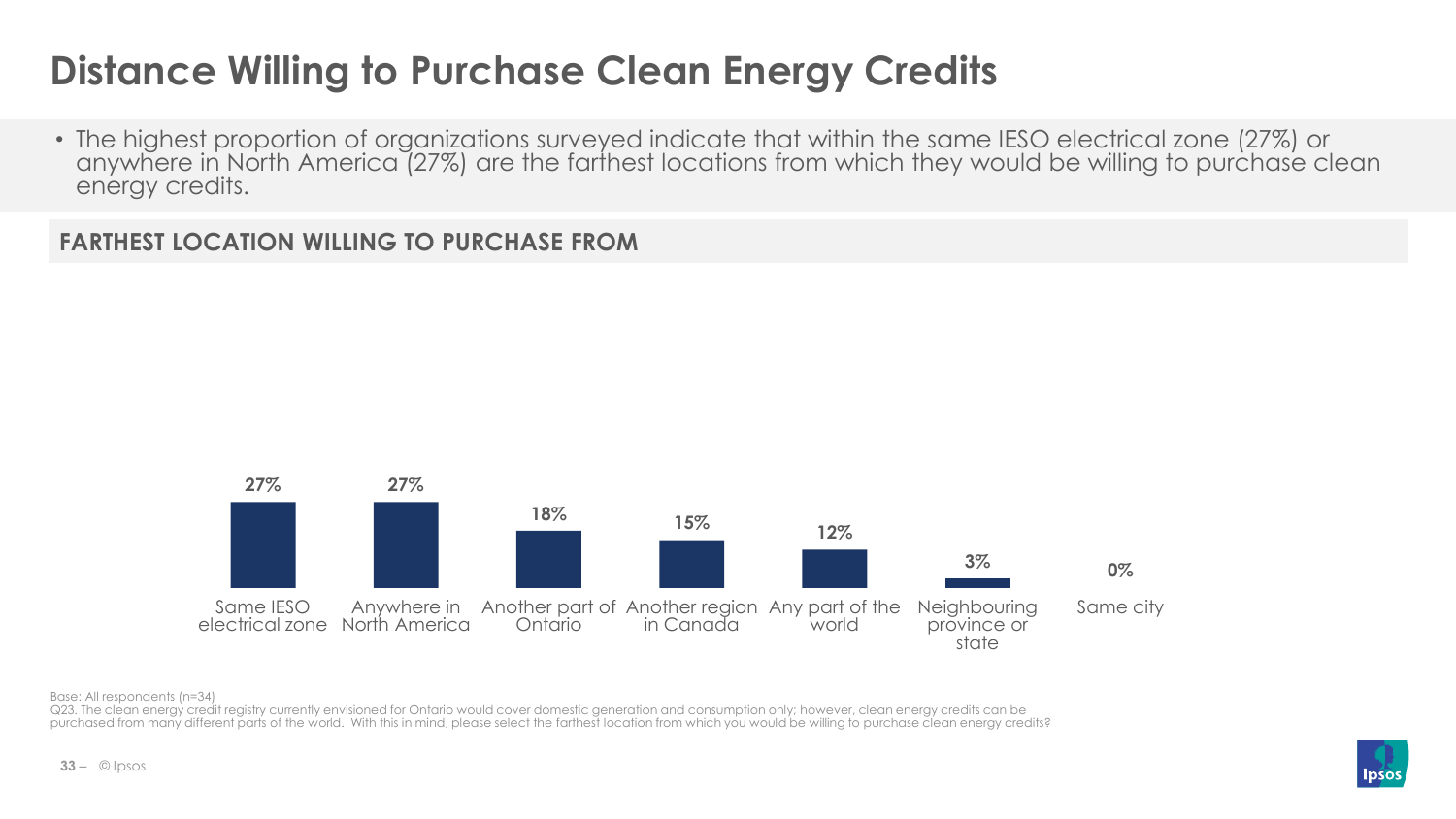# Distance Willing to Purchase Clean Energy Credits

- The highest proportion of organizations surveyed indicate that within the same IESO electrical zone (27%) or anywhere in North America (27%) are the farthest locations from which they would be willing to purchase clean energy credits.

## FARTHEST LOCATION WILLING TO PURCHASE FROM

| Location | % |
| --- | --- |
| Same IESO electrical zone | 27% |
| Anywhere in North America | 27% |
| Another part of Ontario | 18% |
| Another region in Canada | 15% |
| Any part of the world | 12% |
| Neighbouring province or state | 3% |
| Same city | 0% |

Base: All respondents (n=34)
Q23. The clean energy credit registry currently envisioned for Ontario would cover domestic generation and consumption only; however, clean energy credits can be purchased from many different parts of the world. With this in mind, please select the farthest location from which you would be willing to purchase clean energy credits?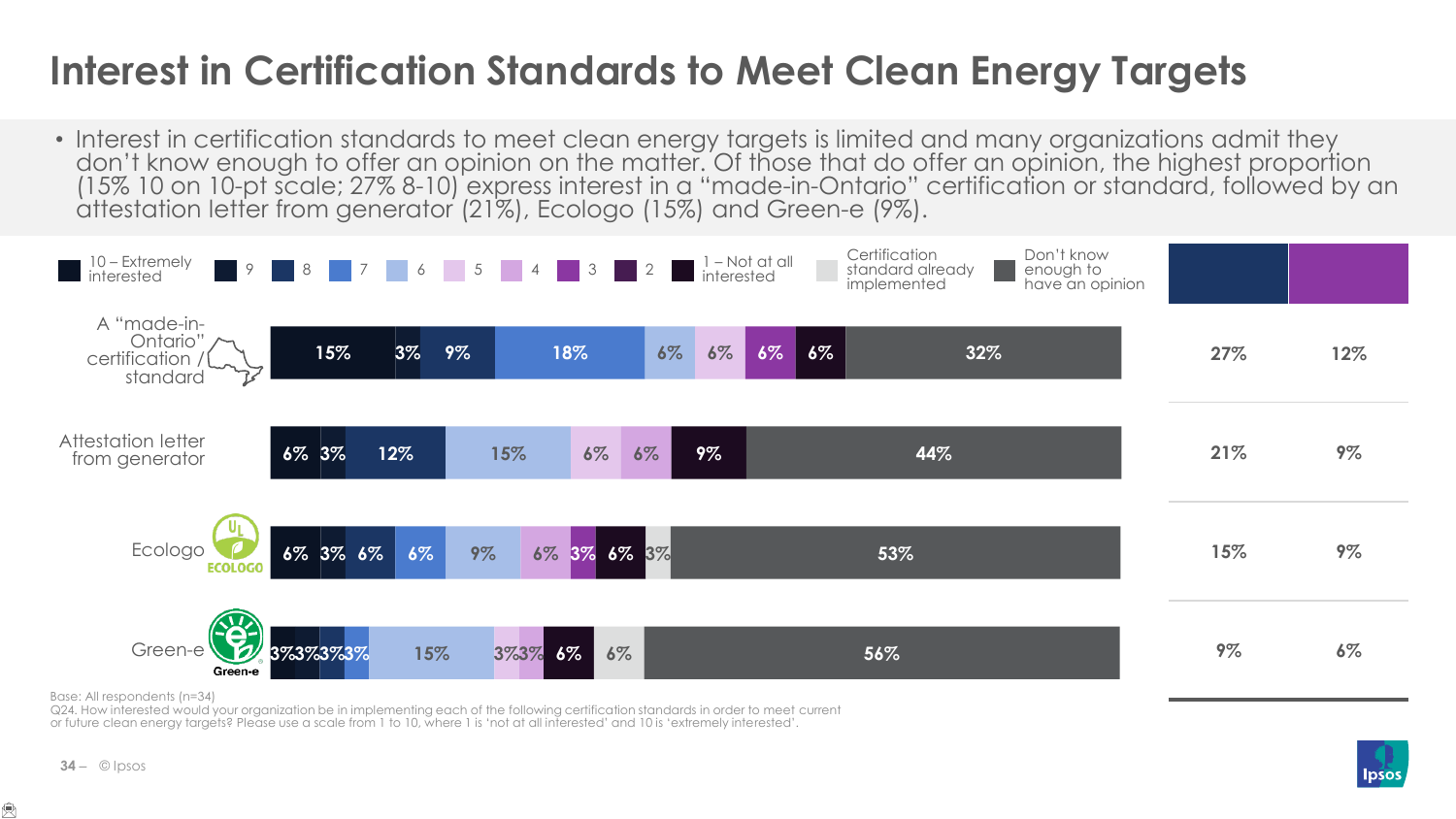# Interest in Certification Standards to Meet Clean Energy Targets

- Interest in certification standards to meet clean energy targets is limited and many organizations admit they don't know enough to offer an opinion on the matter. Of those that do offer an opinion, the highest proportion (15% 10 on 10-pt scale; 27% 8-10) express interest in a "made-in-Ontario" certification or standard, followed by an attestation letter from generator (21%), Ecologo (15%) and Green-e (9%).

| | 10 – Extremely interested | 9 | 8 | 7 | 6 | 5 | 4 | 3 | 2 | 1 – Not at all interested | Certification standard already implemented | Don't know enough to have an opinion | 8-10 | 1-3 |
|---|---|---|---|---|---|---|---|---|---|---|---|---|---|---|
| A "made-in-Ontario" certification / standard | 15% | 3% | 9% | 18% | 6% | 6% | | 6% | | 6% | | 32% | 27% | 12% |
| Attestation letter from generator | 6% | 3% | 12% | | 15% | 6% | 6% | | | 9% | | 44% | 21% | 9% |
| Ecologo | 6% | 3% | 6% | 6% | 9% | | 6% | 3% | | 6% | 3% | 53% | 15% | 9% |
| Green-e | 3% | 3% | 3% | 3% | 15% | 3% | 3% | | | 6% | 6% | 56% | 9% | 6% |

Base: All respondents (n=34)
Q24. How interested would your organization be in implementing each of the following certification standards in order to meet current or future clean energy targets? Please use a scale from 1 to 10, where 1 is 'not at all interested' and 10 is 'extremely interested'.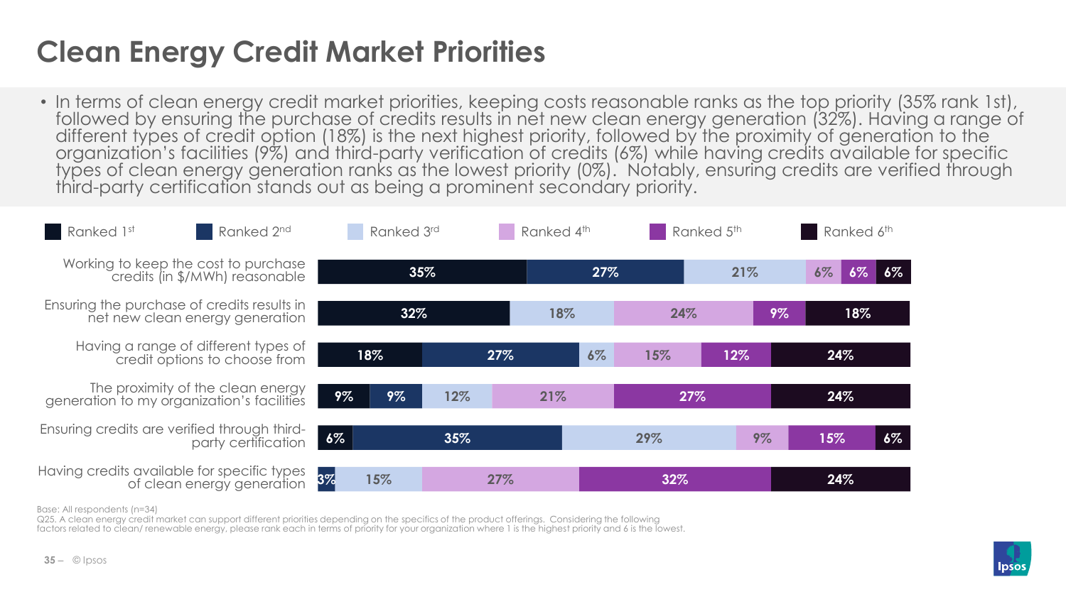# Clean Energy Credit Market Priorities

- In terms of clean energy credit market priorities, keeping costs reasonable ranks as the top priority (35% rank 1st), followed by ensuring the purchase of credits results in net new clean energy generation (32%). Having a range of different types of credit option (18%) is the next highest priority, followed by the proximity of generation to the organization's facilities (9%) and third-party verification of credits (6%) while having credits available for specific types of clean energy generation ranks as the lowest priority (0%). Notably, ensuring credits are verified through third-party certification stands out as being a prominent secondary priority.

| | Ranked 1st | Ranked 2nd | Ranked 3rd | Ranked 4th | Ranked 5th | Ranked 6th |
|---|---|---|---|---|---|---|
| Working to keep the cost to purchase credits (in $/MWh) reasonable | 35% | 27% | 21% | 6% | 6% | 6% |
| Ensuring the purchase of credits results in net new clean energy generation | 32% | | 18% | 24% | 9% | 18% |
| Having a range of different types of credit options to choose from | 18% | 27% | 6% | 15% | 12% | 24% |
| The proximity of the clean energy generation to my organization's facilities | 9% | 9% | 12% | 21% | 27% | 24% |
| Ensuring credits are verified through third-party certification | 6% | 35% | 29% | 9% | 15% | 6% |
| Having credits available for specific types of clean energy generation | | 3% | 15% | 27% | 32% | 24% |

Base: All respondents (n=34)

Q25. A clean energy credit market can support different priorities depending on the specifics of the product offerings. Considering the following factors related to clean/ renewable energy, please rank each in terms of priority for your organization where 1 is the highest priority and 6 is the lowest.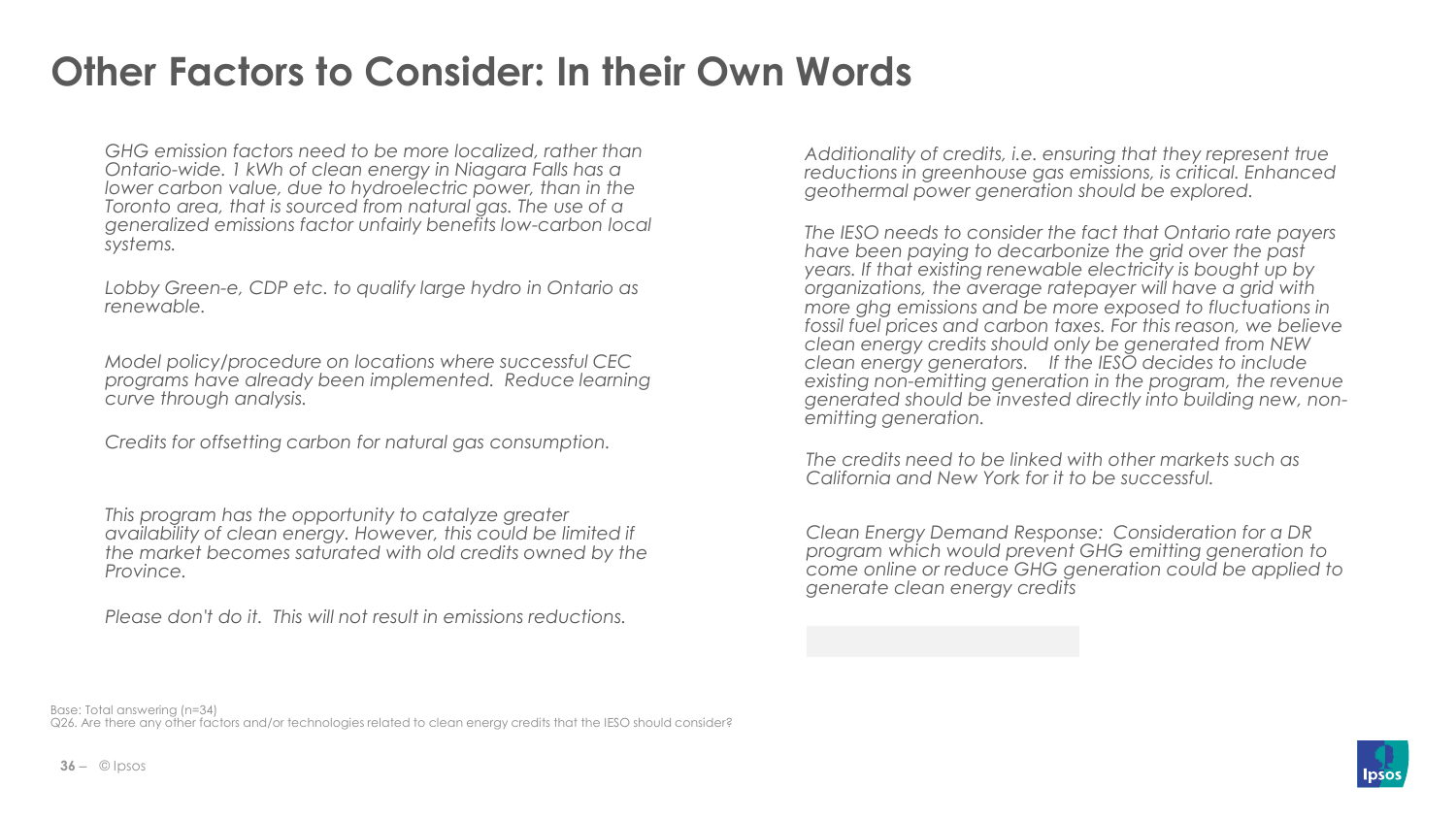# Other Factors to Consider: In their Own Words

*GHG emission factors need to be more localized, rather than Ontario-wide. 1 kWh of clean energy in Niagara Falls has a lower carbon value, due to hydroelectric power, than in the Toronto area, that is sourced from natural gas. The use of a generalized emissions factor unfairly benefits low-carbon local systems.*

*Lobby Green-e, CDP etc. to qualify large hydro in Ontario as renewable.*

*Model policy/procedure on locations where successful CEC programs have already been implemented. Reduce learning curve through analysis.*

*Credits for offsetting carbon for natural gas consumption.*

*This program has the opportunity to catalyze greater availability of clean energy. However, this could be limited if the market becomes saturated with old credits owned by the Province.*

*Please don't do it. This will not result in emissions reductions.*

*Additionality of credits, i.e. ensuring that they represent true reductions in greenhouse gas emissions, is critical. Enhanced geothermal power generation should be explored.*

*The IESO needs to consider the fact that Ontario rate payers have been paying to decarbonize the grid over the past years. If that existing renewable electricity is bought up by organizations, the average ratepayer will have a grid with more ghg emissions and be more exposed to fluctuations in fossil fuel prices and carbon taxes. For this reason, we believe clean energy credits should only be generated from NEW clean energy generators. If the IESO decides to include existing non-emitting generation in the program, the revenue generated should be invested directly into building new, non-emitting generation.*

*The credits need to be linked with other markets such as California and New York for it to be successful.*

*Clean Energy Demand Response: Consideration for a DR program which would prevent GHG emitting generation to come online or reduce GHG generation could be applied to generate clean energy credits*

Base: Total answering (n=34)
Q26. Are there any other factors and/or technologies related to clean energy credits that the IESO should consider?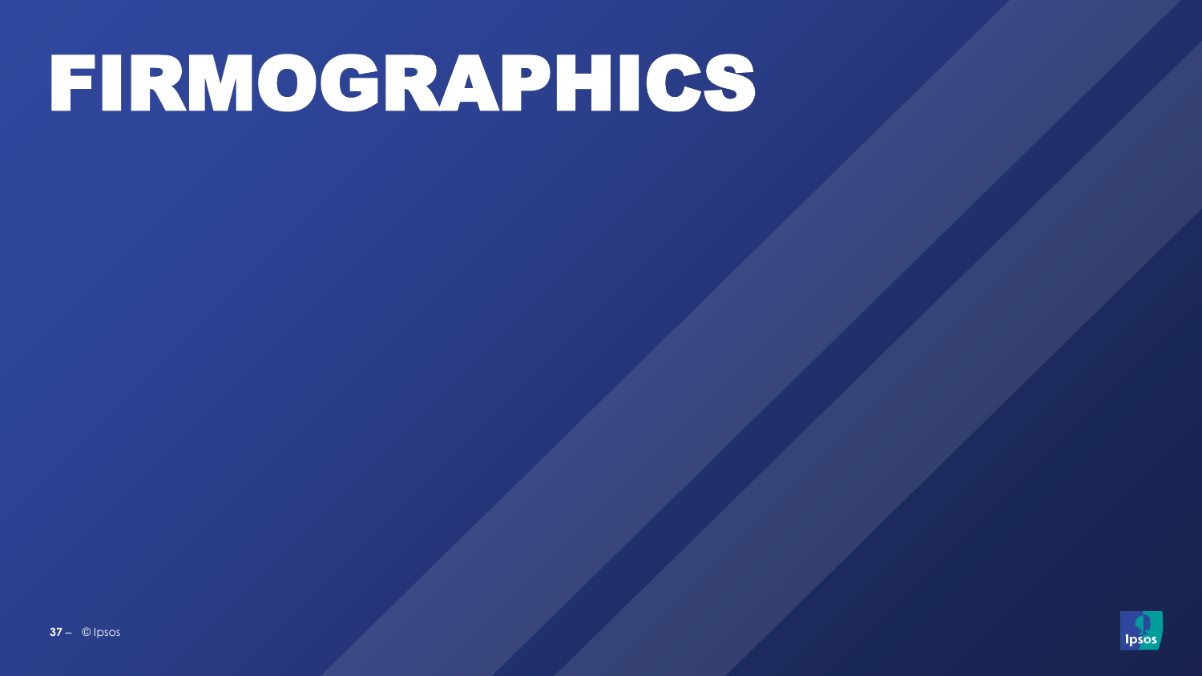# FIRMOGRAPHICS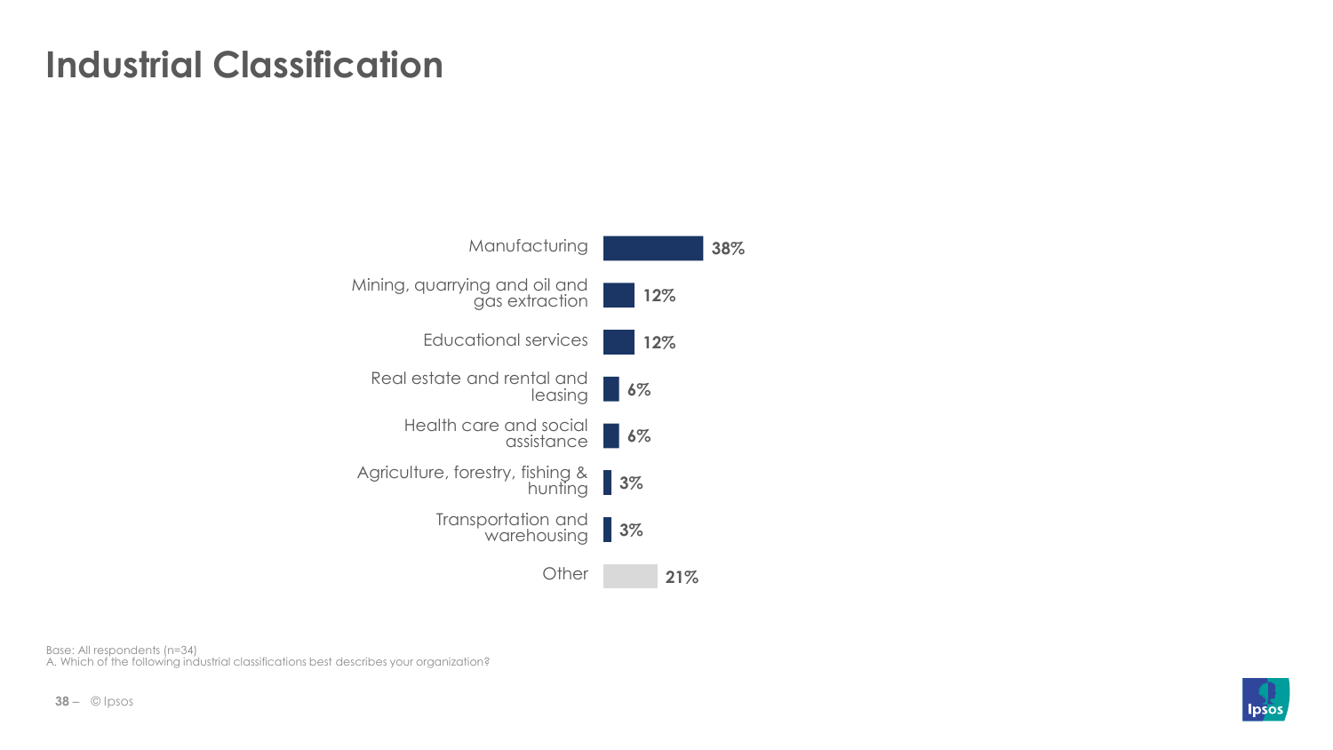# Industrial Classification

| Industrial classification | % |
|---|---|
| Manufacturing | 38% |
| Mining, quarrying and oil and gas extraction | 12% |
| Educational services | 12% |
| Real estate and rental and leasing | 6% |
| Health care and social assistance | 6% |
| Agriculture, forestry, fishing & hunting | 3% |
| Transportation and warehousing | 3% |
| Other | 21% |

Base: All respondents (n=34)
A. Which of the following industrial classifications best describes your organization?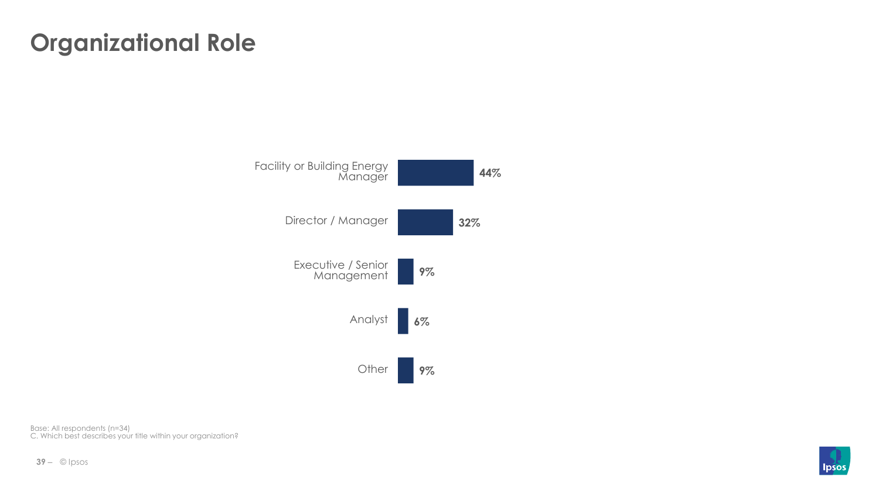# Organizational Role

| Role | % |
|---|---|
| Facility or Building Energy Manager | 44% |
| Director / Manager | 32% |
| Executive / Senior Management | 9% |
| Analyst | 6% |
| Other | 9% |

Base: All respondents (n=34)
C. Which best describes your title within your organization?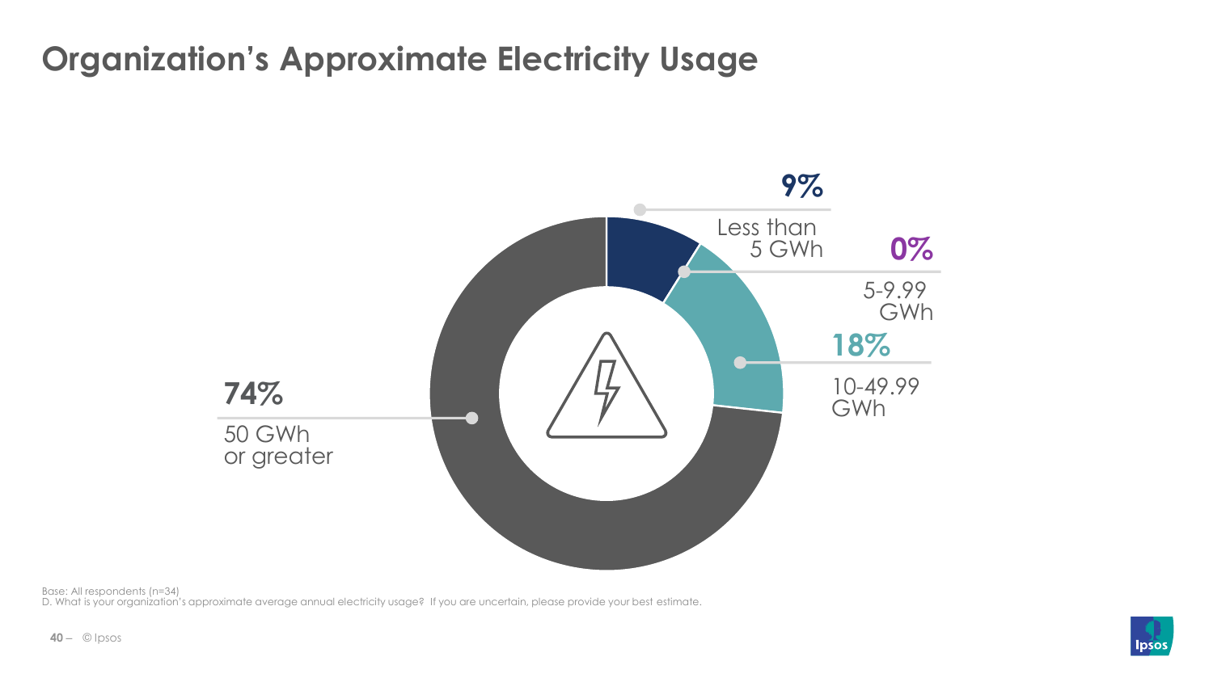# Organization's Approximate Electricity Usage

9%
Less than 5 GWh

0%
5-9.99 GWh

18%
10-49.99 GWh

74%
50 GWh or greater

Base: All respondents (n=34)
D. What is your organization's approximate average annual electricity usage? If you are uncertain, please provide your best estimate.